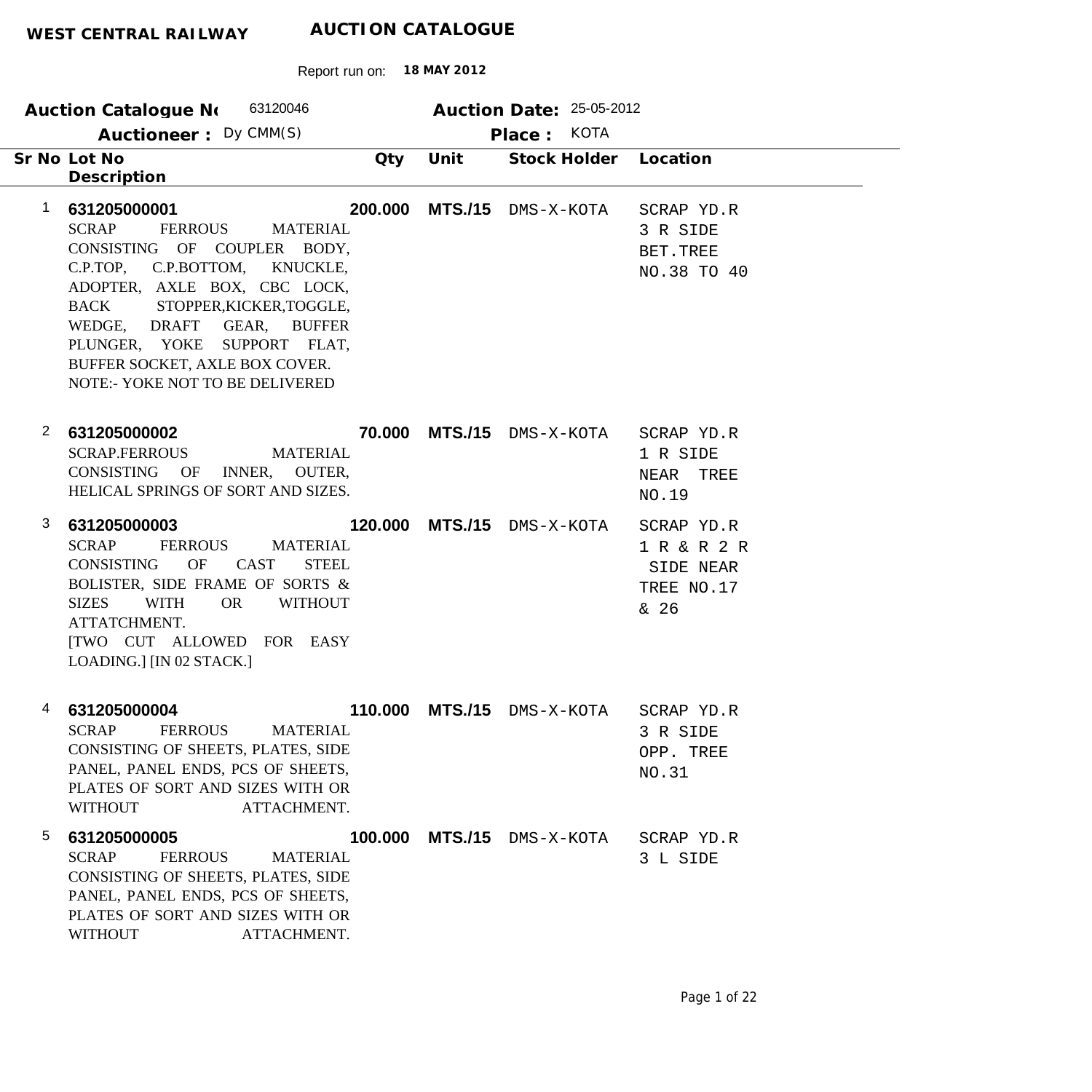**WEST CENTRAL RAILWAY** **AUCTION CATALOGUE**

Report run on: **18 MAY 2012**

**Auction Catalogue No** 63120046 **Auction Date:** 25-05-2012

**Auctioneer :** Dy CMM(S) **Place :** KOTA

| Sr No | Lot No / Description | Qty | Unit | Stock Holder | Location |
|---|---|---|---|---|---|
| 1 | **631205000001**<br>SCRAP FERROUS MATERIAL CONSISTING OF COUPLER BODY, C.P.TOP, C.P.BOTTOM, KNUCKLE, ADOPTER, AXLE BOX, CBC LOCK, BACK STOPPER,KICKER,TOGGLE, WEDGE, DRAFT GEAR, BUFFER PLUNGER, YOKE SUPPORT FLAT, BUFFER SOCKET, AXLE BOX COVER.<br>NOTE:- YOKE NOT TO BE DELIVERED | **200.000** | **MTS./15** | DMS-X-KOTA | SCRAP YD.R 3 R SIDE BET.TREE NO.38 TO 40 |
| 2 | **631205000002**<br>SCRAP.FERROUS MATERIAL CONSISTING OF INNER, OUTER, HELICAL SPRINGS OF SORT AND SIZES. | **70.000** | **MTS./15** | DMS-X-KOTA | SCRAP YD.R 1 R SIDE NEAR TREE NO.19 |
| 3 | **631205000003**<br>SCRAP FERROUS MATERIAL CONSISTING OF CAST STEEL BOLISTER, SIDE FRAME OF SORTS & SIZES WITH OR WITHOUT ATTATCHMENT.<br>[TWO CUT ALLOWED FOR EASY LOADING.] [IN 02 STACK.] | **120.000** | **MTS./15** | DMS-X-KOTA | SCRAP YD.R 1 R & R 2 R SIDE NEAR TREE NO.17 & 26 |
| 4 | **631205000004**<br>SCRAP FERROUS MATERIAL CONSISTING OF SHEETS, PLATES, SIDE PANEL, PANEL ENDS, PCS OF SHEETS, PLATES OF SORT AND SIZES WITH OR WITHOUT ATTACHMENT. | **110.000** | **MTS./15** | DMS-X-KOTA | SCRAP YD.R 3 R SIDE OPP. TREE NO.31 |
| 5 | **631205000005**<br>SCRAP FERROUS MATERIAL CONSISTING OF SHEETS, PLATES, SIDE PANEL, PANEL ENDS, PCS OF SHEETS, PLATES OF SORT AND SIZES WITH OR WITHOUT ATTACHMENT. | **100.000** | **MTS./15** | DMS-X-KOTA | SCRAP YD.R 3 L SIDE |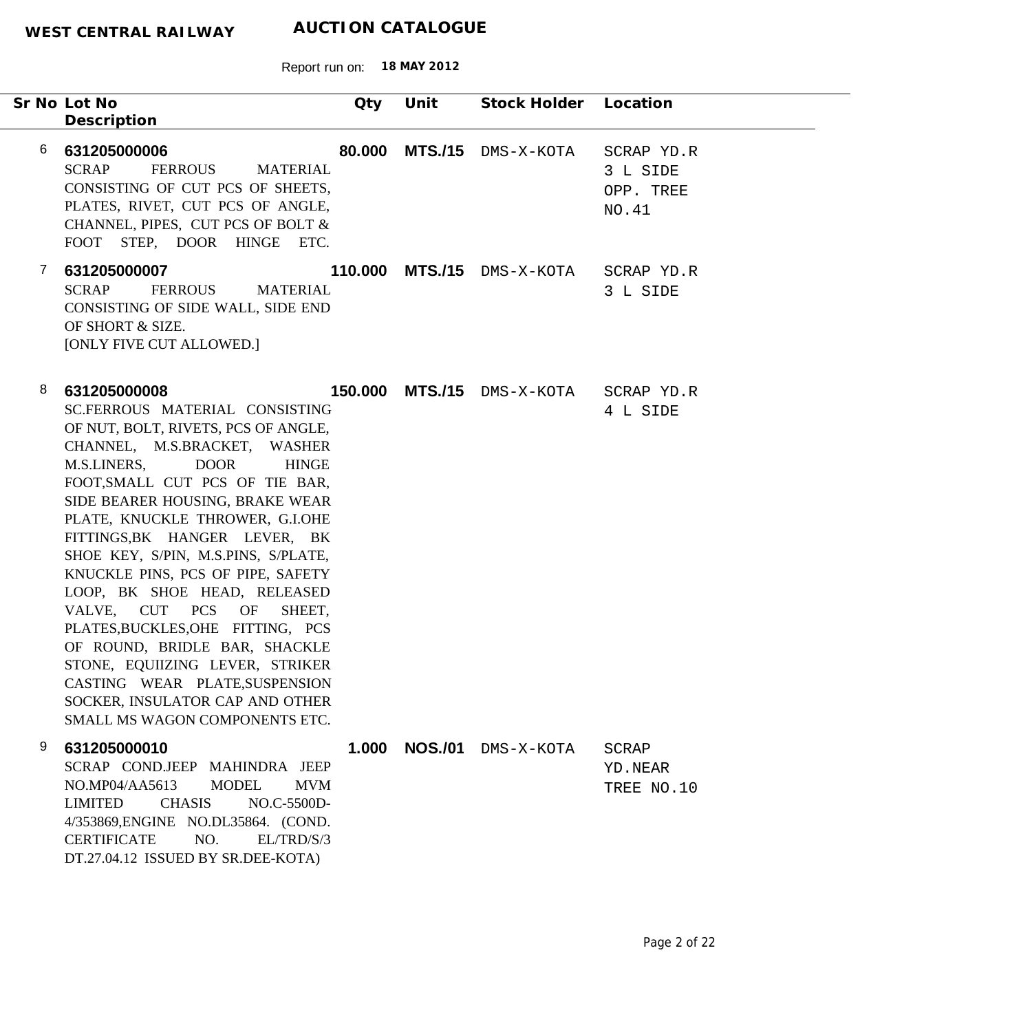**WEST CENTRAL RAILWAY** **AUCTION CATALOGUE**

Report run on: **18 MAY 2012**

| Sr No | Lot No / Description | Qty | Unit | Stock Holder | Location |
|---|---|---|---|---|---|
| 6 | **631205000006**<br>SCRAP FERROUS MATERIAL CONSISTING OF CUT PCS OF SHEETS, PLATES, RIVET, CUT PCS OF ANGLE, CHANNEL, PIPES, CUT PCS OF BOLT & FOOT STEP, DOOR HINGE ETC. | 80.000 | MTS./15 | DMS-X-KOTA | SCRAP YD.R 3 L SIDE OPP. TREE NO.41 |
| 7 | **631205000007**<br>SCRAP FERROUS MATERIAL CONSISTING OF SIDE WALL, SIDE END OF SHORT & SIZE.<br>[ONLY FIVE CUT ALLOWED.] | 110.000 | MTS./15 | DMS-X-KOTA | SCRAP YD.R 3 L SIDE |
| 8 | **631205000008**<br>SC.FERROUS MATERIAL CONSISTING OF NUT, BOLT, RIVETS, PCS OF ANGLE, CHANNEL, M.S.BRACKET, WASHER M.S.LINERS, DOOR HINGE FOOT,SMALL CUT PCS OF TIE BAR, SIDE BEARER HOUSING, BRAKE WEAR PLATE, KNUCKLE THROWER, G.I.OHE FITTINGS,BK HANGER LEVER, BK SHOE KEY, S/PIN, M.S.PINS, S/PLATE, KNUCKLE PINS, PCS OF PIPE, SAFETY LOOP, BK SHOE HEAD, RELEASED VALVE, CUT PCS OF SHEET, PLATES,BUCKLES,OHE FITTING, PCS OF ROUND, BRIDLE BAR, SHACKLE STONE, EQUIIZING LEVER, STRIKER CASTING WEAR PLATE,SUSPENSION SOCKER, INSULATOR CAP AND OTHER SMALL MS WAGON COMPONENTS ETC. | 150.000 | MTS./15 | DMS-X-KOTA | SCRAP YD.R 4 L SIDE |
| 9 | **631205000010**<br>SCRAP COND.JEEP MAHINDRA JEEP NO.MP04/AA5613 MODEL MVM LIMITED CHASIS NO.C-5500D-4/353869,ENGINE NO.DL35864. (COND. CERTIFICATE NO. EL/TRD/S/3 DT.27.04.12 ISSUED BY SR.DEE-KOTA) | 1.000 | NOS./01 | DMS-X-KOTA | SCRAP YD.NEAR TREE NO.10 |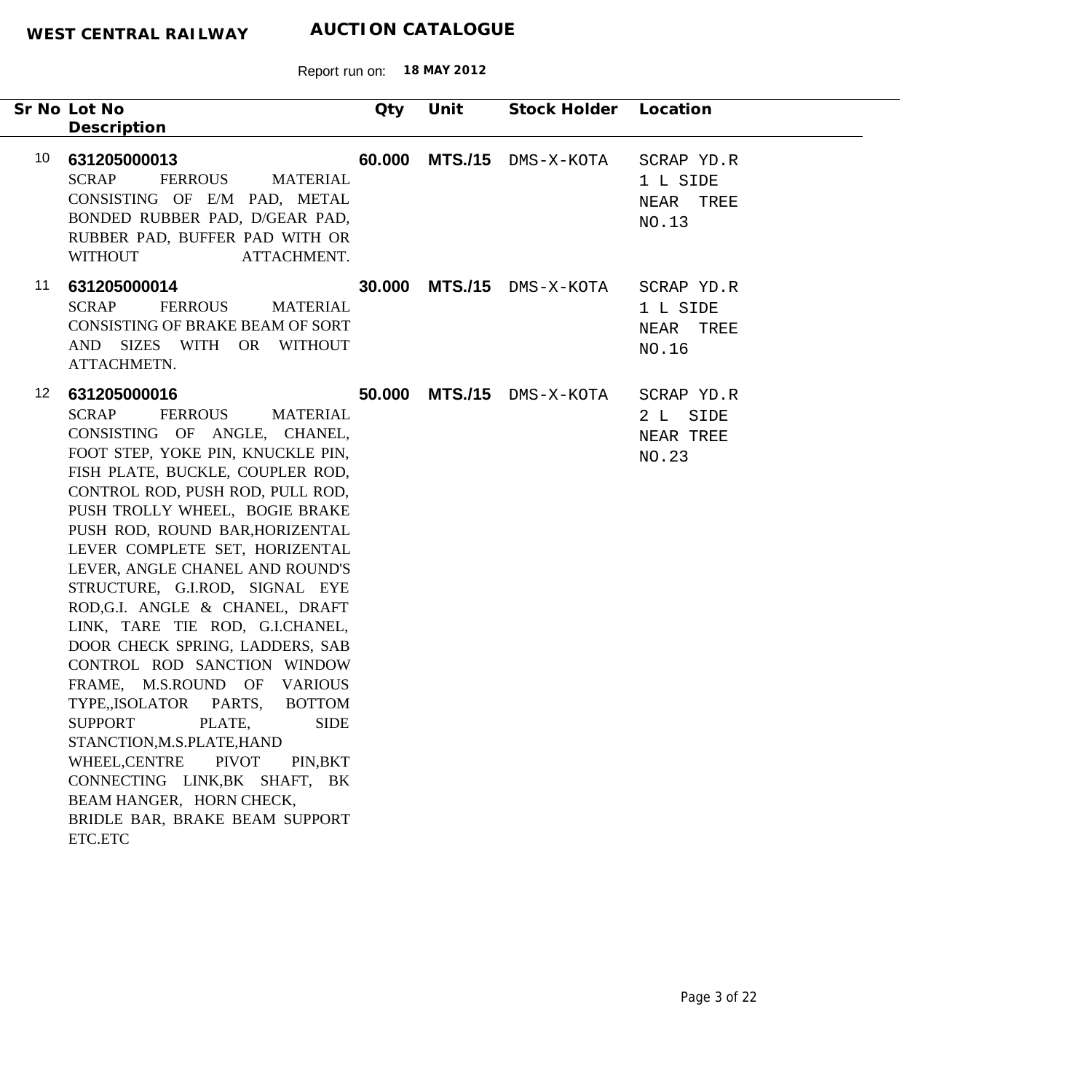**WEST CENTRAL RAILWAY** **AUCTION CATALOGUE**

Report run on: **18 MAY 2012**

| Sr No | Lot No / Description | Qty | Unit | Stock Holder | Location |
|---|---|---|---|---|---|
| 10 | **631205000013** SCRAP FERROUS MATERIAL CONSISTING OF E/M PAD, METAL BONDED RUBBER PAD, D/GEAR PAD, RUBBER PAD, BUFFER PAD WITH OR WITHOUT ATTACHMENT. | **60.000** | **MTS./15** | DMS-X-KOTA | SCRAP YD.R 1 L SIDE NEAR TREE NO.13 |
| 11 | **631205000014** SCRAP FERROUS MATERIAL CONSISTING OF BRAKE BEAM OF SORT AND SIZES WITH OR WITHOUT ATTACHMETN. | **30.000** | **MTS./15** | DMS-X-KOTA | SCRAP YD.R 1 L SIDE NEAR TREE NO.16 |
| 12 | **631205000016** SCRAP FERROUS MATERIAL CONSISTING OF ANGLE, CHANEL, FOOT STEP, YOKE PIN, KNUCKLE PIN, FISH PLATE, BUCKLE, COUPLER ROD, CONTROL ROD, PUSH ROD, PULL ROD, PUSH TROLLY WHEEL, BOGIE BRAKE PUSH ROD, ROUND BAR,HORIZENTAL LEVER COMPLETE SET, HORIZENTAL LEVER, ANGLE CHANEL AND ROUND'S STRUCTURE, G.I.ROD, SIGNAL EYE ROD,G.I. ANGLE & CHANEL, DRAFT LINK, TARE TIE ROD, G.I.CHANEL, DOOR CHECK SPRING, LADDERS, SAB CONTROL ROD SANCTION WINDOW FRAME, M.S.ROUND OF VARIOUS TYPE,,ISOLATOR PARTS, BOTTOM SUPPORT PLATE, SIDE STANCTION,M.S.PLATE,HAND WHEEL,CENTRE PIVOT PIN,BKT CONNECTING LINK,BK SHAFT, BK BEAM HANGER, HORN CHECK, BRIDLE BAR, BRAKE BEAM SUPPORT ETC.ETC | **50.000** | **MTS./15** | DMS-X-KOTA | SCRAP YD.R 2 L SIDE NEAR TREE NO.23 |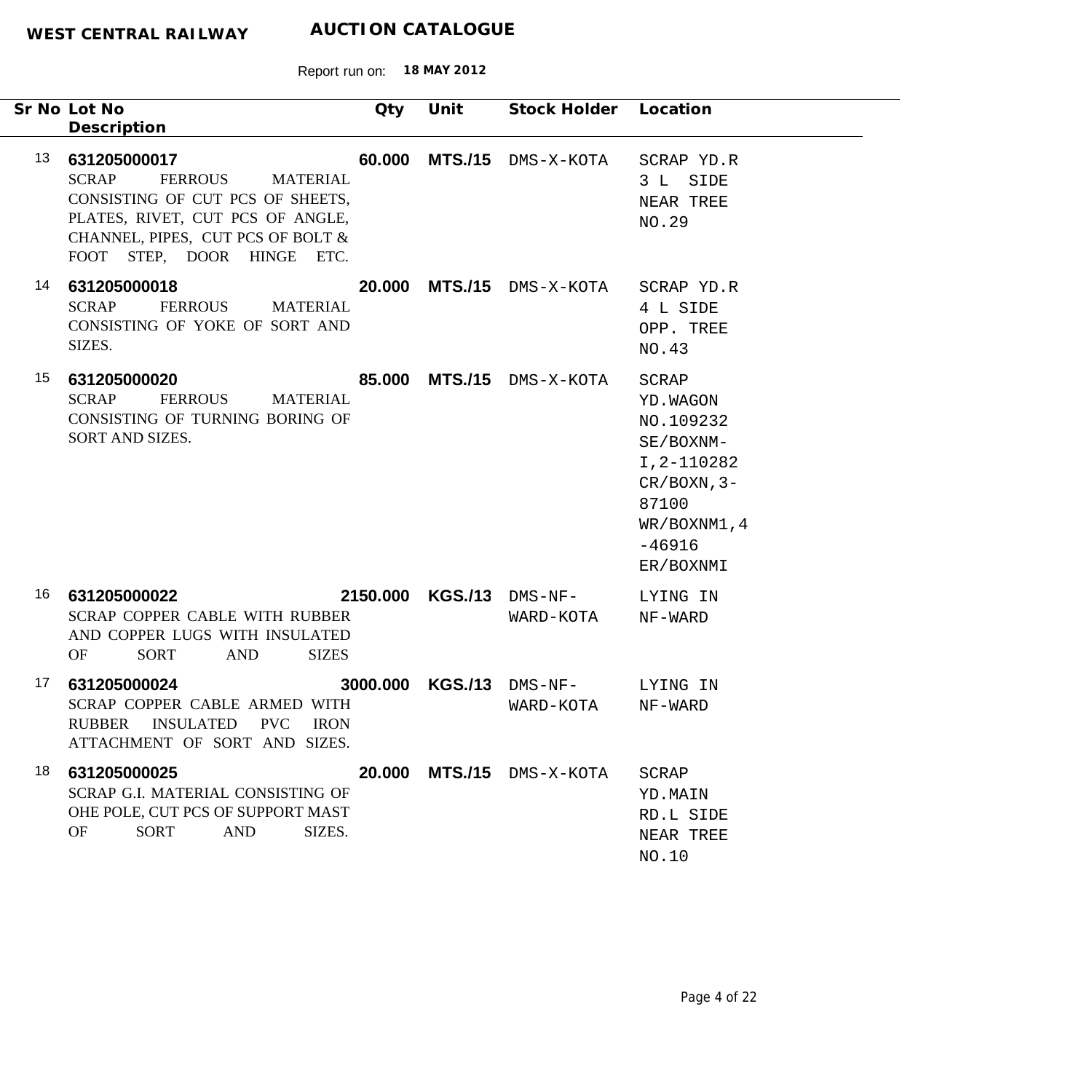**WEST CENTRAL RAILWAY** **AUCTION CATALOGUE**

Report run on: **18 MAY 2012**

| Sr No | Lot No / Description | Qty | Unit | Stock Holder | Location |
|---|---|---|---|---|---|
| 13 | **631205000017** SCRAP FERROUS MATERIAL CONSISTING OF CUT PCS OF SHEETS, PLATES, RIVET, CUT PCS OF ANGLE, CHANNEL, PIPES, CUT PCS OF BOLT & FOOT STEP, DOOR HINGE ETC. | **60.000** | **MTS./15** | DMS-X-KOTA | SCRAP YD.R 3 L SIDE NEAR TREE NO.29 |
| 14 | **631205000018** SCRAP FERROUS MATERIAL CONSISTING OF YOKE OF SORT AND SIZES. | **20.000** | **MTS./15** | DMS-X-KOTA | SCRAP YD.R 4 L SIDE OPP. TREE NO.43 |
| 15 | **631205000020** SCRAP FERROUS MATERIAL CONSISTING OF TURNING BORING OF SORT AND SIZES. | **85.000** | **MTS./15** | DMS-X-KOTA | SCRAP YD.WAGON NO.109232 SE/BOXNM-I,2-110282 CR/BOXN,3-87100 WR/BOXNM1,4-46916 ER/BOXNMI |
| 16 | **631205000022** SCRAP COPPER CABLE WITH RUBBER AND COPPER LUGS WITH INSULATED OF SORT AND SIZES | **2150.000** | **KGS./13** | DMS-NF-WARD-KOTA | LYING IN NF-WARD |
| 17 | **631205000024** SCRAP COPPER CABLE ARMED WITH RUBBER INSULATED PVC IRON ATTACHMENT OF SORT AND SIZES. | **3000.000** | **KGS./13** | DMS-NF-WARD-KOTA | LYING IN NF-WARD |
| 18 | **631205000025** SCRAP G.I. MATERIAL CONSISTING OF OHE POLE, CUT PCS OF SUPPORT MAST OF SORT AND SIZES. | **20.000** | **MTS./15** | DMS-X-KOTA | SCRAP YD.MAIN RD.L SIDE NEAR TREE NO.10 |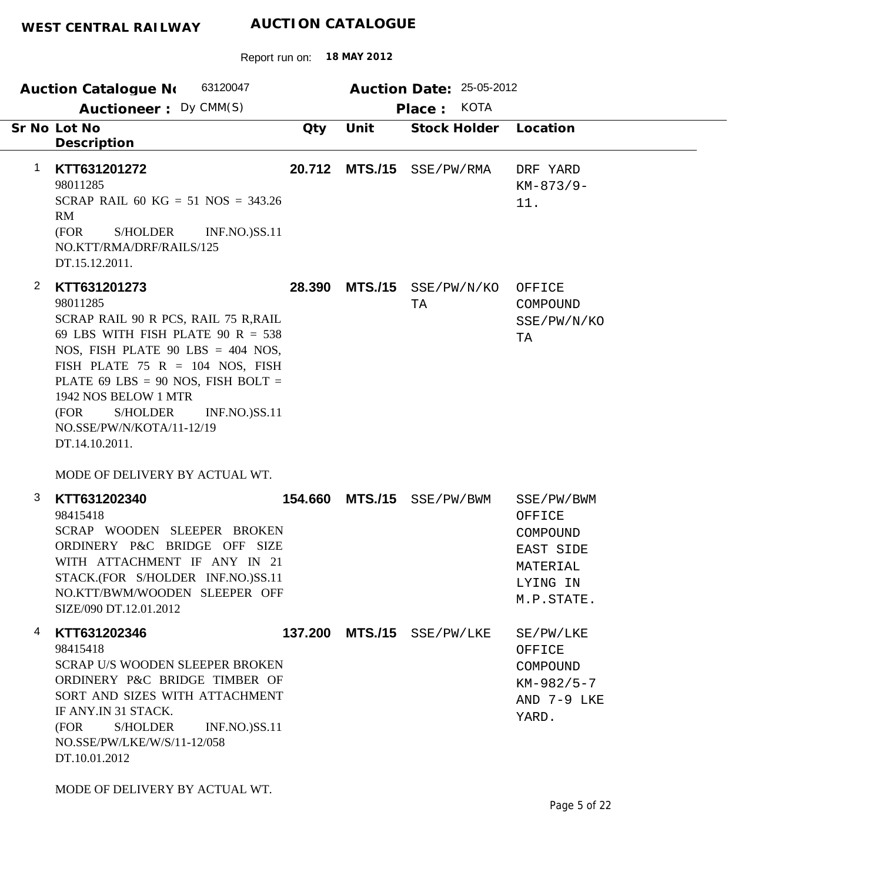**WEST CENTRAL RAILWAY** **AUCTION CATALOGUE**

Report run on: **18 MAY 2012**

**Auction Catalogue No** 63120047 **Auction Date:** 25-05-2012

**Auctioneer :** Dy CMM(S) **Place :** KOTA

| Sr No | Lot No / Description | Qty | Unit | Stock Holder | Location |
|---|---|---|---|---|---|
| 1 | **KTT631201272**<br>98011285<br>SCRAP RAIL 60 KG = 51 NOS = 343.26 RM<br>(FOR S/HOLDER INF.NO.)SS.11 NO.KTT/RMA/DRF/RAILS/125 DT.15.12.2011. | **20.712** | **MTS./15** | SSE/PW/RMA | DRF YARD KM-873/9-11. |
| 2 | **KTT631201273**<br>98011285<br>SCRAP RAIL 90 R PCS, RAIL 75 R,RAIL 69 LBS WITH FISH PLATE 90 R = 538 NOS, FISH PLATE 90 LBS = 404 NOS, FISH PLATE 75 R = 104 NOS, FISH PLATE 69 LBS = 90 NOS, FISH BOLT = 1942 NOS BELOW 1 MTR<br>(FOR S/HOLDER INF.NO.)SS.11 NO.SSE/PW/N/KOTA/11-12/19 DT.14.10.2011.<br><br>MODE OF DELIVERY BY ACTUAL WT. | **28.390** | **MTS./15** | SSE/PW/N/KOTA | OFFICE COMPOUND SSE/PW/N/KOTA |
| 3 | **KTT631202340**<br>98415418<br>SCRAP WOODEN SLEEPER BROKEN ORDINERY P&C BRIDGE OFF SIZE WITH ATTACHMENT IF ANY IN 21 STACK.(FOR S/HOLDER INF.NO.)SS.11 NO.KTT/BWM/WOODEN SLEEPER OFF SIZE/090 DT.12.01.2012 | **154.660** | **MTS./15** | SSE/PW/BWM | SSE/PW/BWM OFFICE COMPOUND EAST SIDE MATERIAL LYING IN M.P.STATE. |
| 4 | **KTT631202346**<br>98415418<br>SCRAP U/S WOODEN SLEEPER BROKEN ORDINERY P&C BRIDGE TIMBER OF SORT AND SIZES WITH ATTACHMENT IF ANY.IN 31 STACK.<br>(FOR S/HOLDER INF.NO.)SS.11 NO.SSE/PW/LKE/W/S/11-12/058 DT.10.01.2012<br><br>MODE OF DELIVERY BY ACTUAL WT. | **137.200** | **MTS./15** | SSE/PW/LKE | SE/PW/LKE OFFICE COMPOUND KM-982/5-7 AND 7-9 LKE YARD. |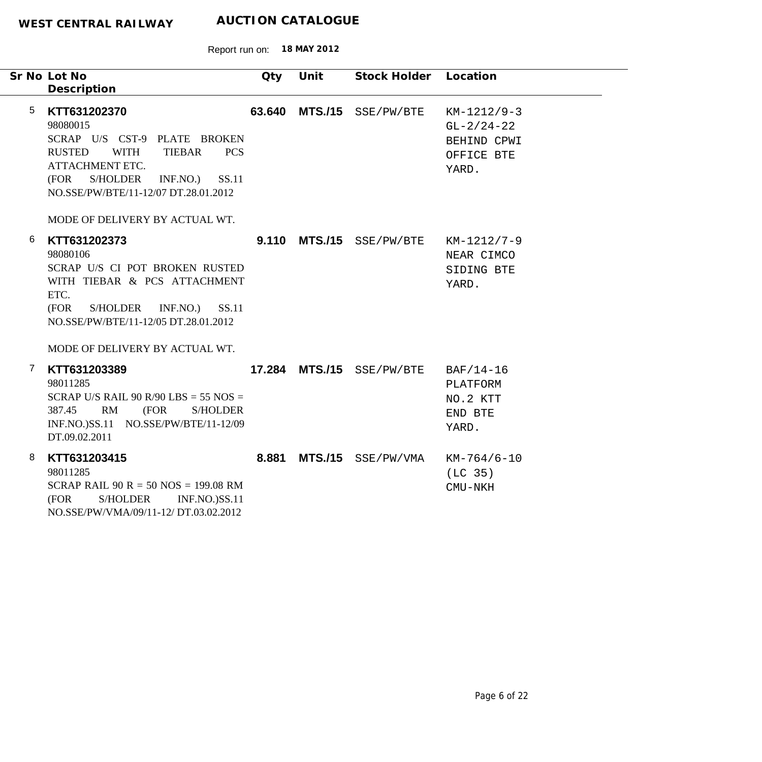**WEST CENTRAL RAILWAY** **AUCTION CATALOGUE**

Report run on: **18 MAY 2012**

| Sr No | Lot No / Description | Qty | Unit | Stock Holder | Location |
|---|---|---|---|---|---|
| 5 | **KTT631202370**<br>98080015<br>SCRAP U/S CST-9 PLATE BROKEN RUSTED WITH TIEBAR PCS ATTACHMENT ETC.<br>(FOR S/HOLDER INF.NO.) SS.11 NO.SSE/PW/BTE/11-12/07 DT.28.01.2012<br><br>MODE OF DELIVERY BY ACTUAL WT. | **63.640** | **MTS./15** | SSE/PW/BTE | KM-1212/9-3 GL-2/24-22 BEHIND CPWI OFFICE BTE YARD. |
| 6 | **KTT631202373**<br>98080106<br>SCRAP U/S CI POT BROKEN RUSTED WITH TIEBAR & PCS ATTACHMENT ETC.<br>(FOR S/HOLDER INF.NO.) SS.11 NO.SSE/PW/BTE/11-12/05 DT.28.01.2012<br><br>MODE OF DELIVERY BY ACTUAL WT. | **9.110** | **MTS./15** | SSE/PW/BTE | KM-1212/7-9 NEAR CIMCO SIDING BTE YARD. |
| 7 | **KTT631203389**<br>98011285<br>SCRAP U/S RAIL 90 R/90 LBS = 55 NOS = 387.45 RM (FOR S/HOLDER INF.NO.)SS.11 NO.SSE/PW/BTE/11-12/09 DT.09.02.2011 | **17.284** | **MTS./15** | SSE/PW/BTE | BAF/14-16 PLATFORM NO.2 KTT END BTE YARD. |
| 8 | **KTT631203415**<br>98011285<br>SCRAP RAIL 90 R = 50 NOS = 199.08 RM (FOR S/HOLDER INF.NO.)SS.11 NO.SSE/PW/VMA/09/11-12/ DT.03.02.2012 | **8.881** | **MTS./15** | SSE/PW/VMA | KM-764/6-10 (LC 35) CMU-NKH |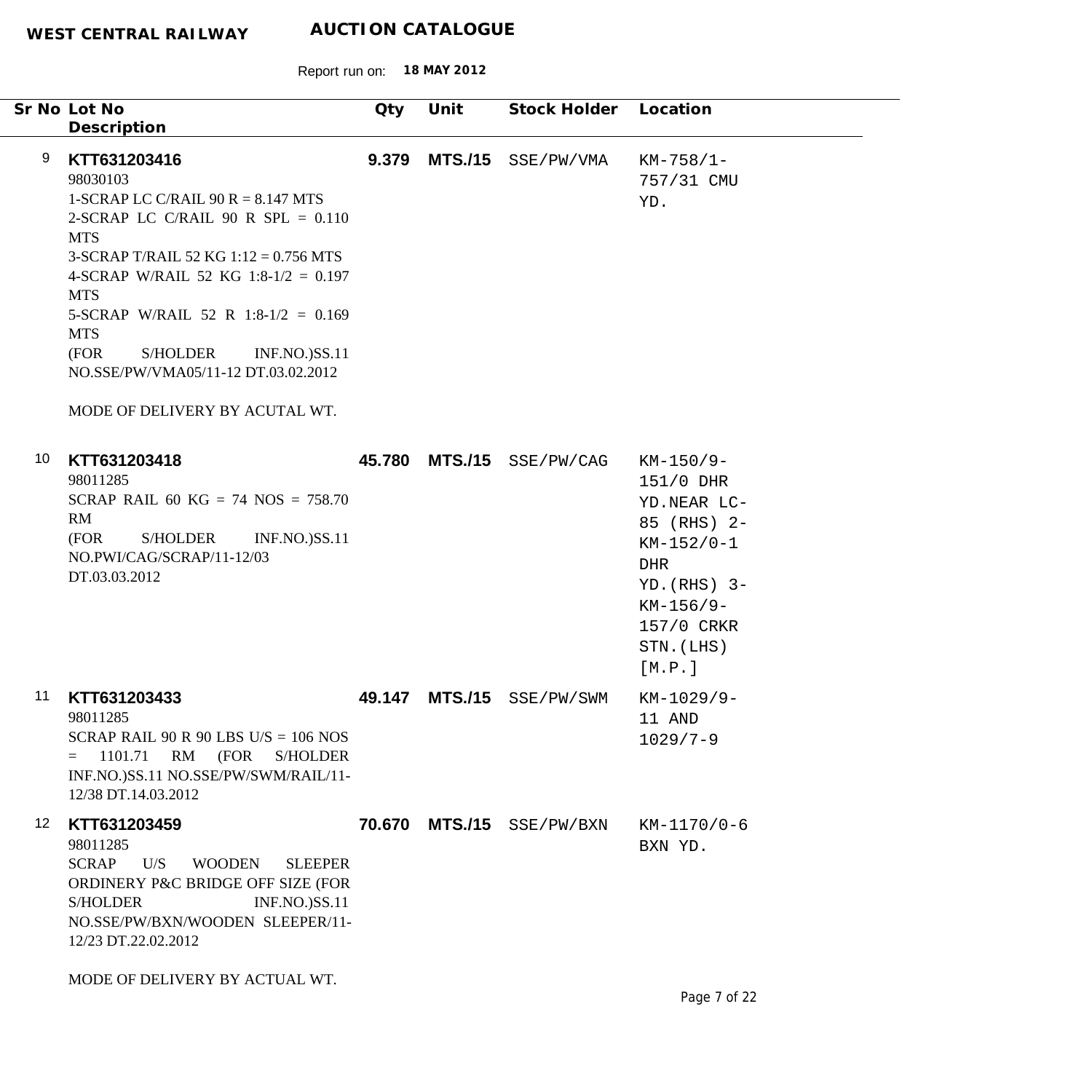**WEST CENTRAL RAILWAY** **AUCTION CATALOGUE**

Report run on: **18 MAY 2012**

| Sr No | Lot No / Description | Qty | Unit | Stock Holder | Location |
|---|---|---|---|---|---|
| 9 | **KTT631203416**<br>98030103<br>1-SCRAP LC C/RAIL 90 R = 8.147 MTS<br>2-SCRAP LC C/RAIL 90 R SPL = 0.110 MTS<br>3-SCRAP T/RAIL 52 KG 1:12 = 0.756 MTS<br>4-SCRAP W/RAIL 52 KG 1:8-1/2 = 0.197 MTS<br>5-SCRAP W/RAIL 52 R 1:8-1/2 = 0.169 MTS<br>(FOR S/HOLDER INF.NO.)SS.11 NO.SSE/PW/VMA05/11-12 DT.03.02.2012<br><br>MODE OF DELIVERY BY ACUTAL WT. | **9.379** | **MTS./15** | SSE/PW/VMA | KM-758/1-757/31 CMU YD. |
| 10 | **KTT631203418**<br>98011285<br>SCRAP RAIL 60 KG = 74 NOS = 758.70 RM<br>(FOR S/HOLDER INF.NO.)SS.11 NO.PWI/CAG/SCRAP/11-12/03 DT.03.03.2012 | **45.780** | **MTS./15** | SSE/PW/CAG | KM-150/9-151/0 DHR YD.NEAR LC-85 (RHS) 2-KM-152/0-1 DHR YD.(RHS) 3-KM-156/9-157/0 CRKR STN.(LHS) [M.P.] |
| 11 | **KTT631203433**<br>98011285<br>SCRAP RAIL 90 R 90 LBS U/S = 106 NOS = 1101.71 RM (FOR S/HOLDER INF.NO.)SS.11 NO.SSE/PW/SWM/RAIL/11-12/38 DT.14.03.2012 | **49.147** | **MTS./15** | SSE/PW/SWM | KM-1029/9-11 AND 1029/7-9 |
| 12 | **KTT631203459**<br>98011285<br>SCRAP U/S WOODEN SLEEPER ORDINERY P&C BRIDGE OFF SIZE (FOR S/HOLDER INF.NO.)SS.11 NO.SSE/PW/BXN/WOODEN SLEEPER/11-12/23 DT.22.02.2012<br><br>MODE OF DELIVERY BY ACTUAL WT. | **70.670** | **MTS./15** | SSE/PW/BXN | KM-1170/0-6 BXN YD. |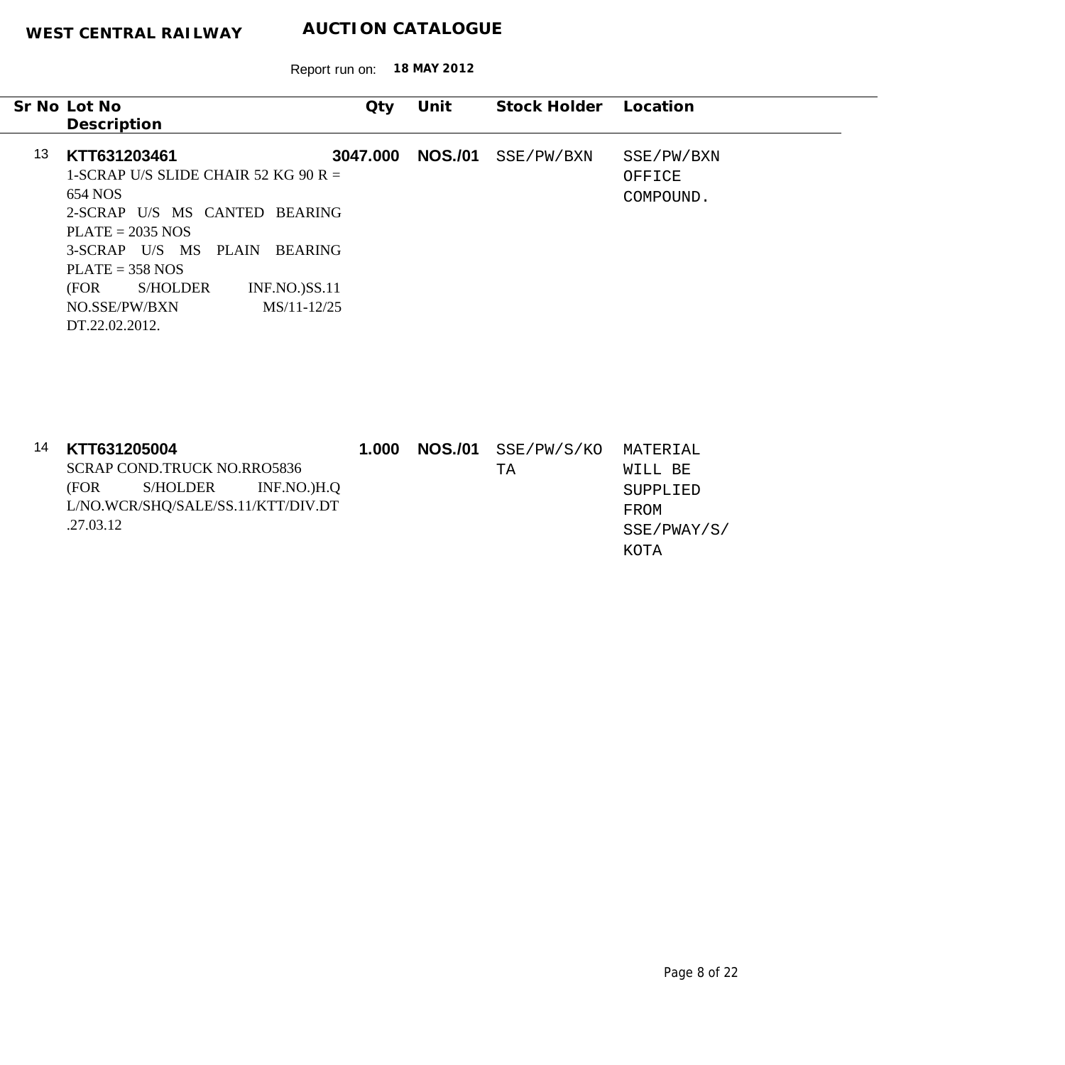**WEST CENTRAL RAILWAY** **AUCTION CATALOGUE**

Report run on: **18 MAY 2012**

| Sr No | Lot No / Description | Qty | Unit | Stock Holder | Location |
|---|---|---|---|---|---|
| 13 | **KTT631203461**<br>1-SCRAP U/S SLIDE CHAIR 52 KG 90 R = 654 NOS<br>2-SCRAP U/S MS CANTED BEARING PLATE = 2035 NOS<br>3-SCRAP U/S MS PLAIN BEARING PLATE = 358 NOS<br>(FOR S/HOLDER INF.NO.)SS.11 NO.SSE/PW/BXN MS/11-12/25 DT.22.02.2012. | **3047.000** | **NOS./01** | SSE/PW/BXN | SSE/PW/BXN OFFICE COMPOUND. |
| 14 | **KTT631205004**<br>SCRAP COND.TRUCK NO.RRO5836<br>(FOR S/HOLDER INF.NO.)H.Q L/NO.WCR/SHQ/SALE/SS.11/KTT/DIV.DT .27.03.12 | **1.000** | **NOS./01** | SSE/PW/S/KOTA | MATERIAL WILL BE SUPPLIED FROM SSE/PWAY/S/ KOTA |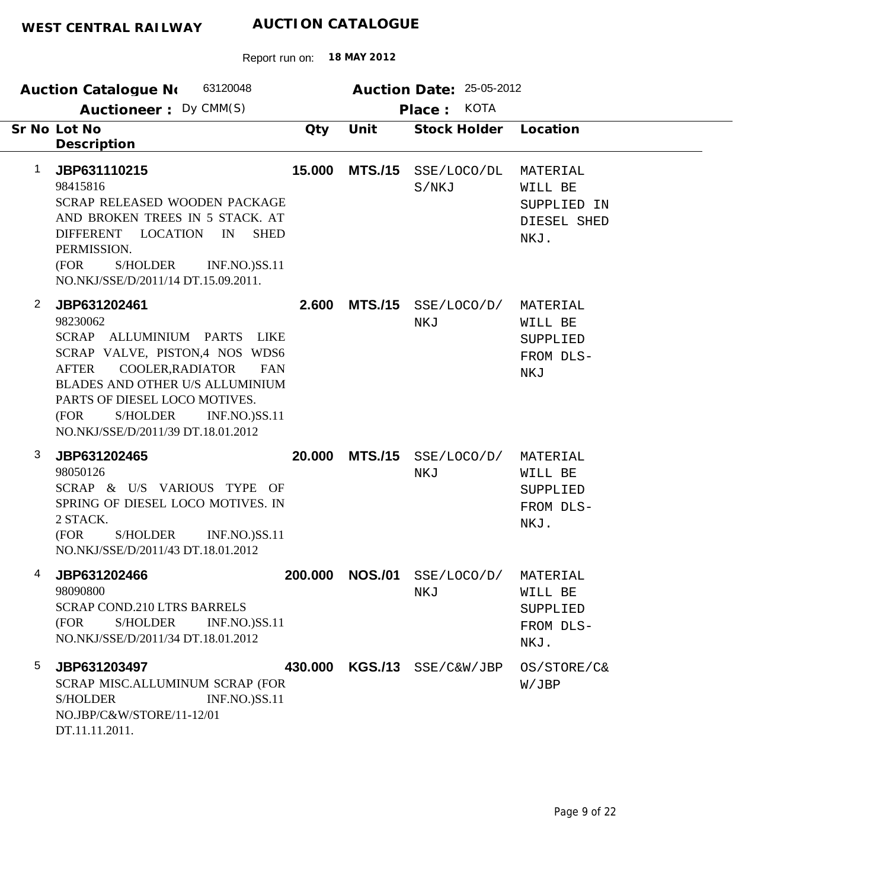**WEST CENTRAL RAILWAY** **AUCTION CATALOGUE**

Report run on: **18 MAY 2012**

**Auction Catalogue No** 63120048 **Auction Date:** 25-05-2012

**Auctioneer :** Dy CMM(S) **Place :** KOTA

| Sr No | Lot No / Description | Qty | Unit | Stock Holder | Location |
|---|---|---|---|---|---|
| 1 | **JBP631110215**<br>98415816<br>SCRAP RELEASED WOODEN PACKAGE AND BROKEN TREES IN 5 STACK. AT DIFFERENT LOCATION IN SHED PERMISSION.<br>(FOR S/HOLDER INF.NO.)SS.11 NO.NKJ/SSE/D/2011/14 DT.15.09.2011. | **15.000** | **MTS./15** | SSE/LOCO/DLS/NKJ | MATERIAL WILL BE SUPPLIED IN DIESEL SHED NKJ. |
| 2 | **JBP631202461**<br>98230062<br>SCRAP ALLUMINIUM PARTS LIKE SCRAP VALVE, PISTON,4 NOS WDS6 AFTER COOLER,RADIATOR FAN BLADES AND OTHER U/S ALLUMINIUM PARTS OF DIESEL LOCO MOTIVES.<br>(FOR S/HOLDER INF.NO.)SS.11 NO.NKJ/SSE/D/2011/39 DT.18.01.2012 | **2.600** | **MTS./15** | SSE/LOCO/D/NKJ | MATERIAL WILL BE SUPPLIED FROM DLS-NKJ |
| 3 | **JBP631202465**<br>98050126<br>SCRAP & U/S VARIOUS TYPE OF SPRING OF DIESEL LOCO MOTIVES. IN 2 STACK.<br>(FOR S/HOLDER INF.NO.)SS.11 NO.NKJ/SSE/D/2011/43 DT.18.01.2012 | **20.000** | **MTS./15** | SSE/LOCO/D/NKJ | MATERIAL WILL BE SUPPLIED FROM DLS-NKJ. |
| 4 | **JBP631202466**<br>98090800<br>SCRAP COND.210 LTRS BARRELS<br>(FOR S/HOLDER INF.NO.)SS.11 NO.NKJ/SSE/D/2011/34 DT.18.01.2012 | **200.000** | **NOS./01** | SSE/LOCO/D/NKJ | MATERIAL WILL BE SUPPLIED FROM DLS-NKJ. |
| 5 | **JBP631203497**<br>SCRAP MISC.ALLUMINUM SCRAP (FOR S/HOLDER INF.NO.)SS.11 NO.JBP/C&W/STORE/11-12/01 DT.11.11.2011. | **430.000** | **KGS./13** | SSE/C&W/JBP | OS/STORE/C&W/JBP |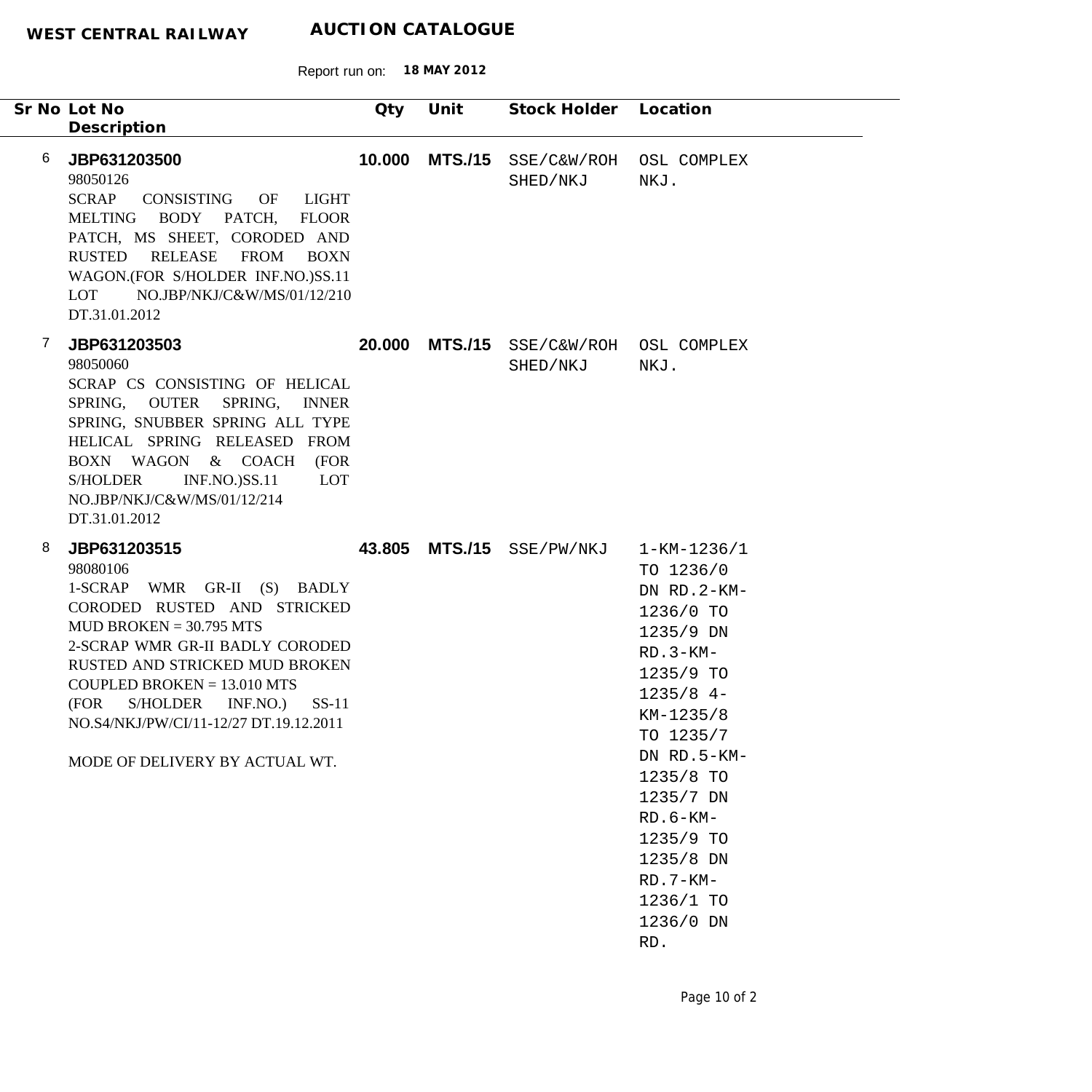**WEST CENTRAL RAILWAY** **AUCTION CATALOGUE**

Report run on: **18 MAY 2012**

| Sr No | Lot No / Description | Qty | Unit | Stock Holder | Location |
|---|---|---|---|---|---|
| 6 | **JBP631203500**<br>98050126<br>SCRAP CONSISTING OF LIGHT MELTING BODY PATCH, FLOOR PATCH, MS SHEET, CORODED AND RUSTED RELEASE FROM BOXN WAGON.(FOR S/HOLDER INF.NO.)SS.11 LOT NO.JBP/NKJ/C&W/MS/01/12/210 DT.31.01.2012 | **10.000** | **MTS./15** | SSE/C&W/ROH SHED/NKJ | OSL COMPLEX NKJ. |
| 7 | **JBP631203503**<br>98050060<br>SCRAP CS CONSISTING OF HELICAL SPRING, OUTER SPRING, INNER SPRING, SNUBBER SPRING ALL TYPE HELICAL SPRING RELEASED FROM BOXN WAGON & COACH (FOR S/HOLDER INF.NO.)SS.11 LOT NO.JBP/NKJ/C&W/MS/01/12/214 DT.31.01.2012 | **20.000** | **MTS./15** | SSE/C&W/ROH SHED/NKJ | OSL COMPLEX NKJ. |
| 8 | **JBP631203515**<br>98080106<br>1-SCRAP WMR GR-II (S) BADLY CORODED RUSTED AND STRICKED MUD BROKEN = 30.795 MTS<br>2-SCRAP WMR GR-II BADLY CORODED RUSTED AND STRICKED MUD BROKEN COUPLED BROKEN = 13.010 MTS<br>(FOR S/HOLDER INF.NO.) SS-11 NO.S4/NKJ/PW/CI/11-12/27 DT.19.12.2011<br><br>MODE OF DELIVERY BY ACTUAL WT. | **43.805** | **MTS./15** | SSE/PW/NKJ | 1-KM-1236/1 TO 1236/0 DN RD.2-KM-1236/0 TO 1235/9 DN RD.3-KM-1235/9 TO 1235/8 4-KM-1235/8 TO 1235/7 DN RD.5-KM-1235/8 TO 1235/7 DN RD.6-KM-1235/9 TO 1235/8 DN RD.7-KM-1236/1 TO 1236/0 DN RD. |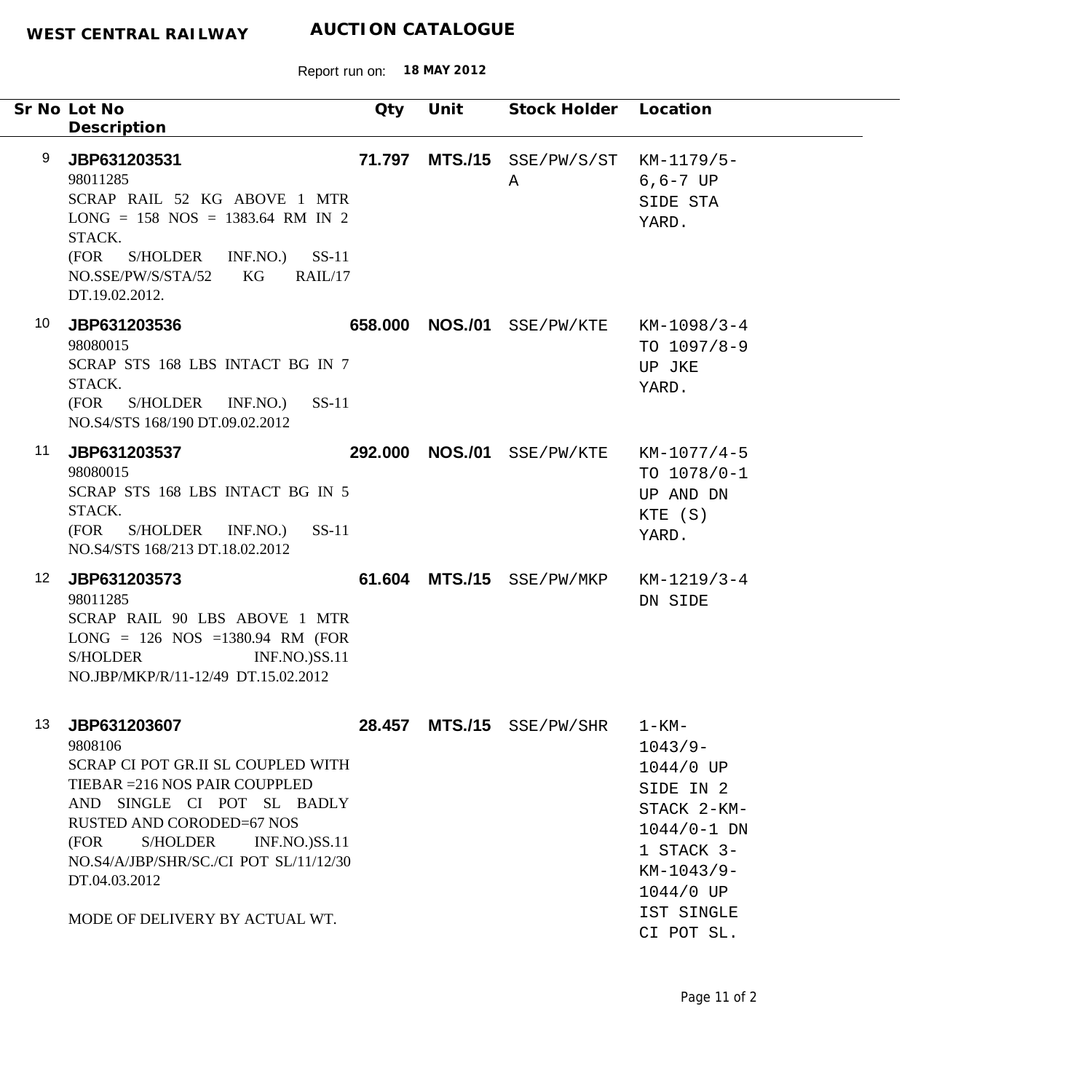**WEST CENTRAL RAILWAY** **AUCTION CATALOGUE**

Report run on: **18 MAY 2012**

| Sr No | Lot No / Description | Qty | Unit | Stock Holder | Location |
|---|---|---|---|---|---|
| 9 | **JBP631203531**<br>98011285<br>SCRAP RAIL 52 KG ABOVE 1 MTR LONG = 158 NOS = 1383.64 RM IN 2 STACK.<br>(FOR S/HOLDER INF.NO.) SS-11 NO.SSE/PW/S/STA/52 KG RAIL/17 DT.19.02.2012. | **71.797** | **MTS./15** | SSE/PW/S/STA | KM-1179/5-6,6-7 UP SIDE STA YARD. |
| 10 | **JBP631203536**<br>98080015<br>SCRAP STS 168 LBS INTACT BG IN 7 STACK.<br>(FOR S/HOLDER INF.NO.) SS-11 NO.S4/STS 168/190 DT.09.02.2012 | **658.000** | **NOS./01** | SSE/PW/KTE | KM-1098/3-4 TO 1097/8-9 UP JKE YARD. |
| 11 | **JBP631203537**<br>98080015<br>SCRAP STS 168 LBS INTACT BG IN 5 STACK.<br>(FOR S/HOLDER INF.NO.) SS-11 NO.S4/STS 168/213 DT.18.02.2012 | **292.000** | **NOS./01** | SSE/PW/KTE | KM-1077/4-5 TO 1078/0-1 UP AND DN KTE (S) YARD. |
| 12 | **JBP631203573**<br>98011285<br>SCRAP RAIL 90 LBS ABOVE 1 MTR LONG = 126 NOS =1380.94 RM (FOR S/HOLDER INF.NO.)SS.11 NO.JBP/MKP/R/11-12/49 DT.15.02.2012 | **61.604** | **MTS./15** | SSE/PW/MKP | KM-1219/3-4 DN SIDE |
| 13 | **JBP631203607**<br>9808106<br>SCRAP CI POT GR.II SL COUPLED WITH TIEBAR =216 NOS PAIR COUPPLED AND SINGLE CI POT SL BADLY RUSTED AND CORODED=67 NOS<br>(FOR S/HOLDER INF.NO.)SS.11 NO.S4/A/JBP/SHR/SC./CI POT SL/11/12/30 DT.04.03.2012<br><br>MODE OF DELIVERY BY ACTUAL WT. | **28.457** | **MTS./15** | SSE/PW/SHR | 1-KM-1043/9-1044/0 UP SIDE IN 2 STACK 2-KM-1044/0-1 DN 1 STACK 3-KM-1043/9-1044/0 UP IST SINGLE CI POT SL. |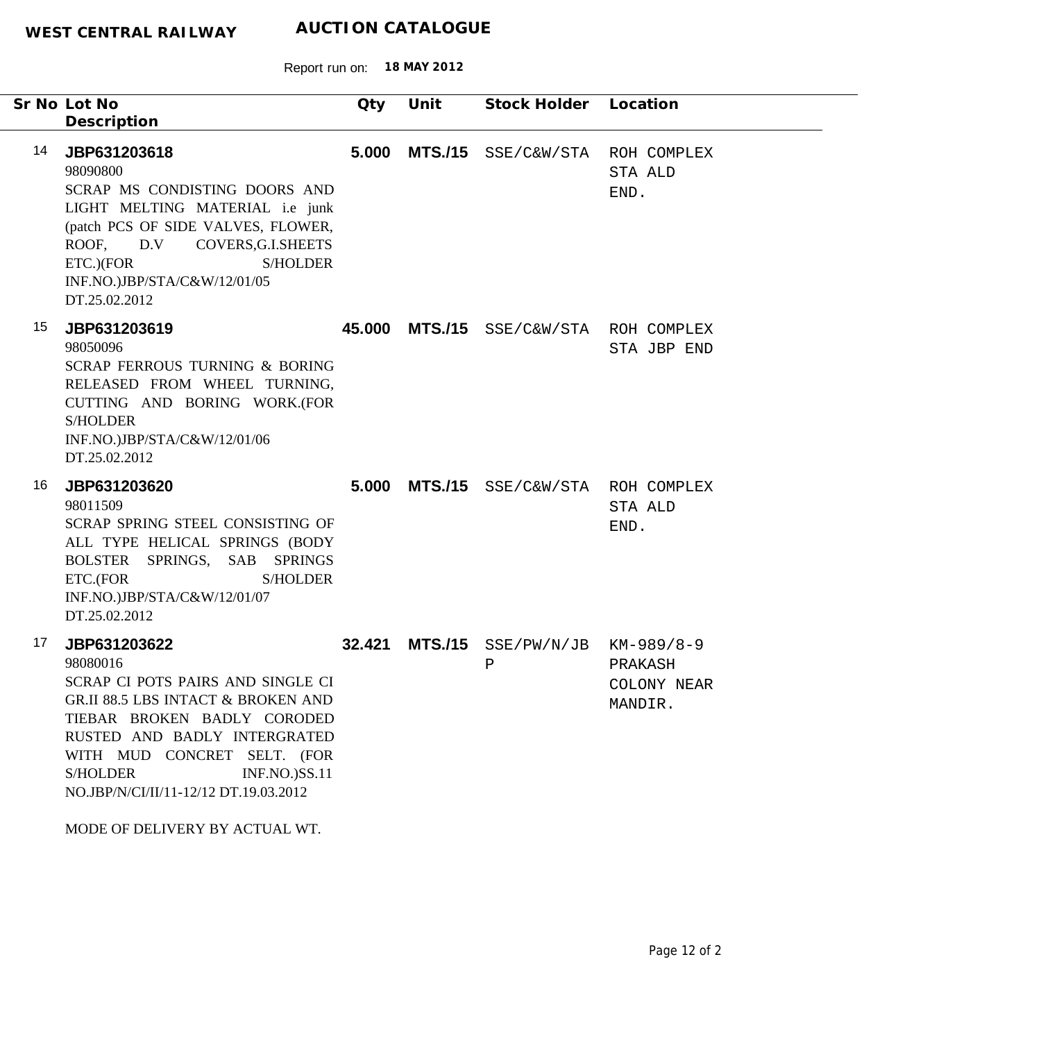**WEST CENTRAL RAILWAY** **AUCTION CATALOGUE**

Report run on: **18 MAY 2012**

| Sr No | Lot No / Description | Qty | Unit | Stock Holder | Location |
|---|---|---|---|---|---|
| 14 | **JBP631203618**<br>98090800<br>SCRAP MS CONDISTING DOORS AND LIGHT MELTING MATERIAL i.e junk (patch PCS OF SIDE VALVES, FLOWER, ROOF, D.V COVERS,G.I.SHEETS ETC.)(FOR S/HOLDER INF.NO.)JBP/STA/C&W/12/01/05 DT.25.02.2012 | **5.000** | **MTS./15** | SSE/C&W/STA | ROH COMPLEX STA ALD END. |
| 15 | **JBP631203619**<br>98050096<br>SCRAP FERROUS TURNING & BORING RELEASED FROM WHEEL TURNING, CUTTING AND BORING WORK.(FOR S/HOLDER INF.NO.)JBP/STA/C&W/12/01/06 DT.25.02.2012 | **45.000** | **MTS./15** | SSE/C&W/STA | ROH COMPLEX STA JBP END |
| 16 | **JBP631203620**<br>98011509<br>SCRAP SPRING STEEL CONSISTING OF ALL TYPE HELICAL SPRINGS (BODY BOLSTER SPRINGS, SAB SPRINGS ETC.(FOR S/HOLDER INF.NO.)JBP/STA/C&W/12/01/07 DT.25.02.2012 | **5.000** | **MTS./15** | SSE/C&W/STA | ROH COMPLEX STA ALD END. |
| 17 | **JBP631203622**<br>98080016<br>SCRAP CI POTS PAIRS AND SINGLE CI GR.II 88.5 LBS INTACT & BROKEN AND TIEBAR BROKEN BADLY CORODED RUSTED AND BADLY INTERGRATED WITH MUD CONCRET SELT. (FOR S/HOLDER INF.NO.)SS.11 NO.JBP/N/CI/II/11-12/12 DT.19.03.2012<br><br>MODE OF DELIVERY BY ACTUAL WT. | **32.421** | **MTS./15** | SSE/PW/N/JBP | KM-989/8-9 PRAKASH COLONY NEAR MANDIR. |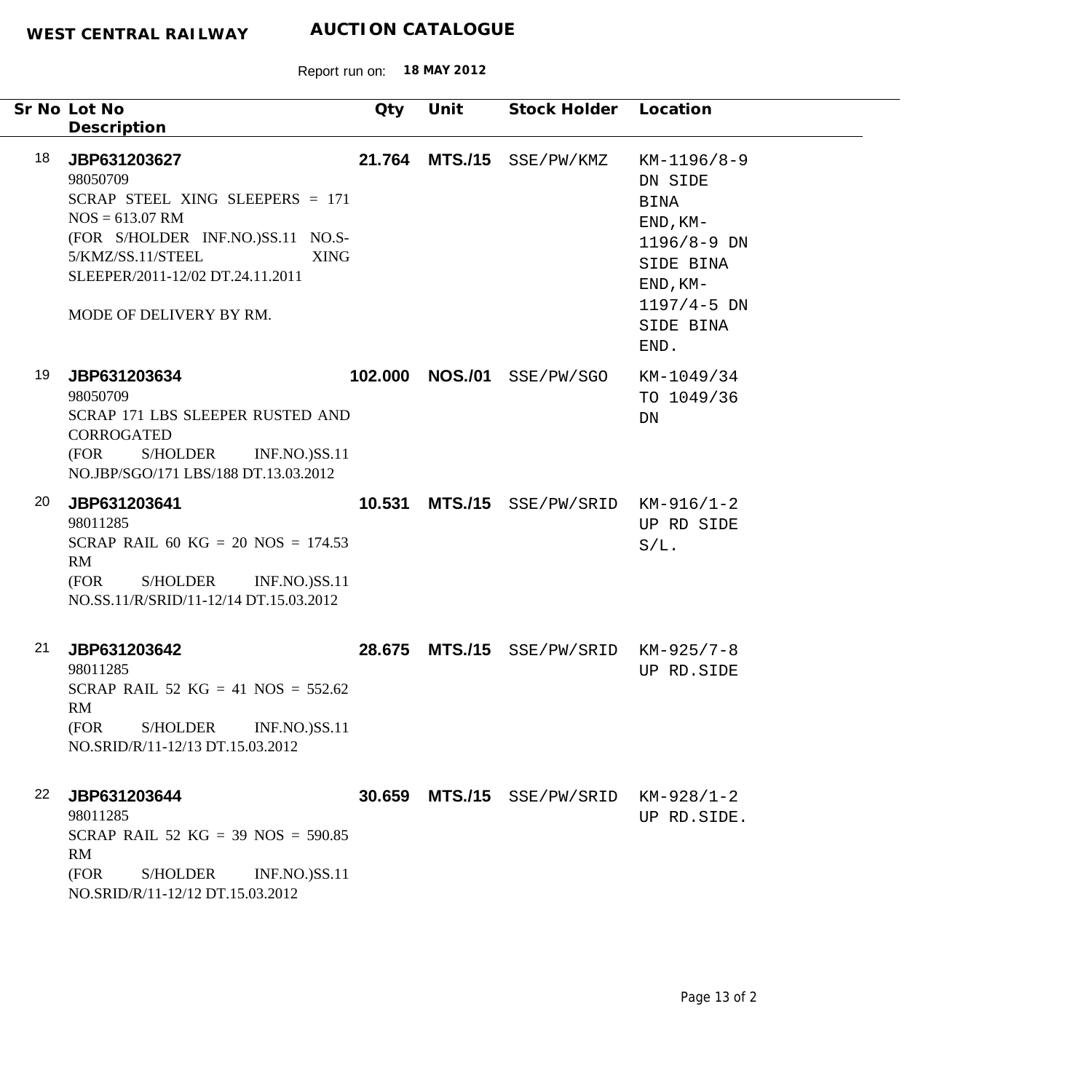**WEST CENTRAL RAILWAY** **AUCTION CATALOGUE**

Report run on: **18 MAY 2012**

| Sr No | Lot No / Description | Qty | Unit | Stock Holder | Location |
|---|---|---|---|---|---|
| 18 | **JBP631203627**<br>98050709<br>SCRAP STEEL XING SLEEPERS = 171 NOS = 613.07 RM<br>(FOR S/HOLDER INF.NO.)SS.11 NO.S-5/KMZ/SS.11/STEEL XING SLEEPER/2011-12/02 DT.24.11.2011<br><br>MODE OF DELIVERY BY RM. | **21.764** | **MTS./15** | SSE/PW/KMZ | KM-1196/8-9 DN SIDE BINA END,KM-1196/8-9 DN SIDE BINA END,KM-1197/4-5 DN SIDE BINA END. |
| 19 | **JBP631203634**<br>98050709<br>SCRAP 171 LBS SLEEPER RUSTED AND CORROGATED<br>(FOR S/HOLDER INF.NO.)SS.11 NO.JBP/SGO/171 LBS/188 DT.13.03.2012 | **102.000** | **NOS./01** | SSE/PW/SGO | KM-1049/34 TO 1049/36 DN |
| 20 | **JBP631203641**<br>98011285<br>SCRAP RAIL 60 KG = 20 NOS = 174.53 RM<br>(FOR S/HOLDER INF.NO.)SS.11 NO.SS.11/R/SRID/11-12/14 DT.15.03.2012 | **10.531** | **MTS./15** | SSE/PW/SRID | KM-916/1-2 UP RD SIDE S/L. |
| 21 | **JBP631203642**<br>98011285<br>SCRAP RAIL 52 KG = 41 NOS = 552.62 RM<br>(FOR S/HOLDER INF.NO.)SS.11 NO.SRID/R/11-12/13 DT.15.03.2012 | **28.675** | **MTS./15** | SSE/PW/SRID | KM-925/7-8 UP RD.SIDE |
| 22 | **JBP631203644**<br>98011285<br>SCRAP RAIL 52 KG = 39 NOS = 590.85 RM<br>(FOR S/HOLDER INF.NO.)SS.11 NO.SRID/R/11-12/12 DT.15.03.2012 | **30.659** | **MTS./15** | SSE/PW/SRID | KM-928/1-2 UP RD.SIDE. |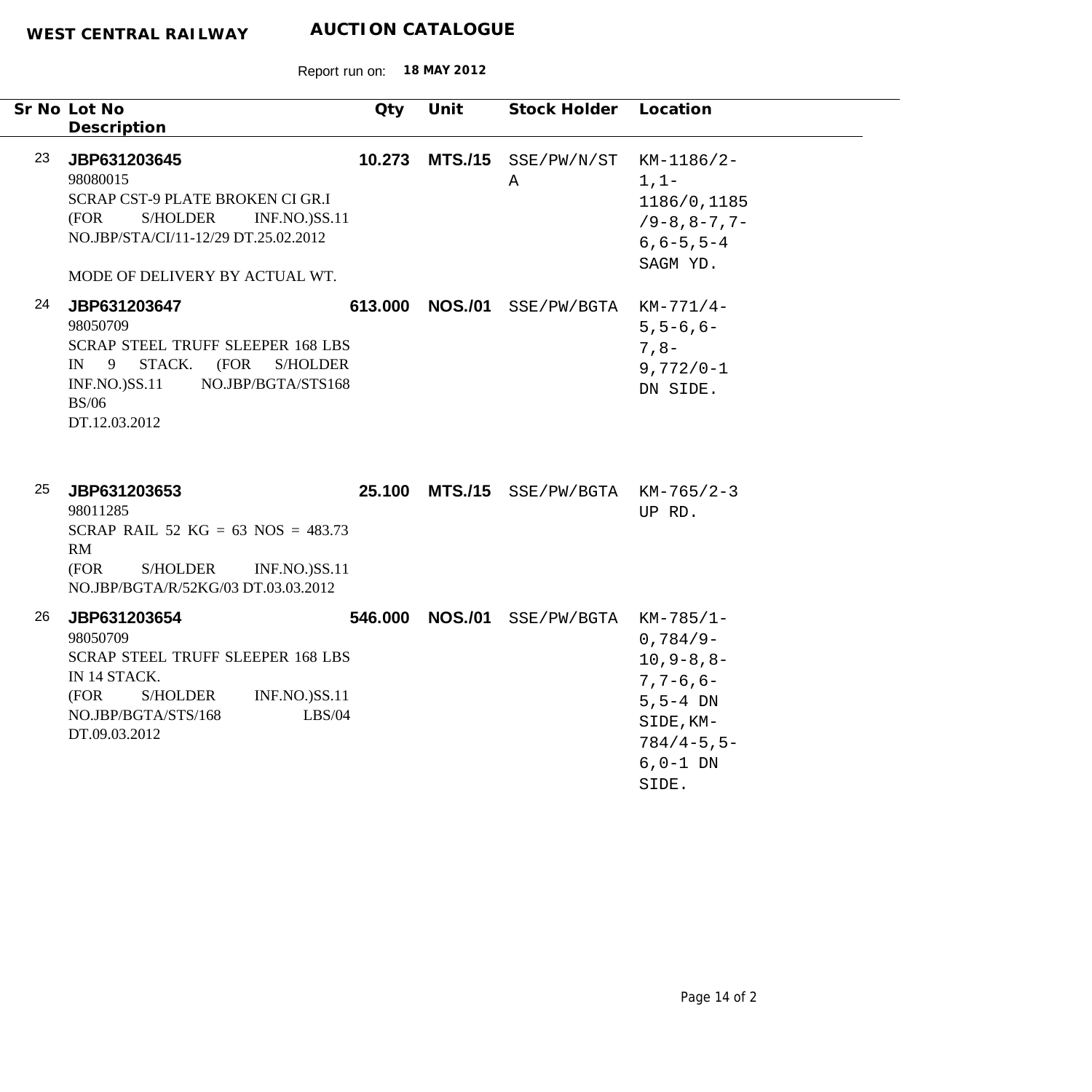**WEST CENTRAL RAILWAY** **AUCTION CATALOGUE**

Report run on: **18 MAY 2012**

| Sr No | Lot No / Description | Qty | Unit | Stock Holder | Location |
|---|---|---|---|---|---|
| 23 | **JBP631203645**<br>98080015<br>SCRAP CST-9 PLATE BROKEN CI GR.I (FOR S/HOLDER INF.NO.)SS.11 NO.JBP/STA/CI/11-12/29 DT.25.02.2012<br><br>MODE OF DELIVERY BY ACTUAL WT. | **10.273** | **MTS./15** | SSE/PW/N/STA | KM-1186/2-1,1-1186/0,1185/9-8,8-7,7-6,6-5,5-4 SAGM YD. |
| 24 | **JBP631203647**<br>98050709<br>SCRAP STEEL TRUFF SLEEPER 168 LBS IN 9 STACK. (FOR S/HOLDER INF.NO.)SS.11 NO.JBP/BGTA/STS168 BS/06<br>DT.12.03.2012 | **613.000** | **NOS./01** | SSE/PW/BGTA | KM-771/4-5,5-6,6-7,8-9,772/0-1 DN SIDE. |
| 25 | **JBP631203653**<br>98011285<br>SCRAP RAIL 52 KG = 63 NOS = 483.73 RM<br>(FOR S/HOLDER INF.NO.)SS.11 NO.JBP/BGTA/R/52KG/03 DT.03.03.2012 | **25.100** | **MTS./15** | SSE/PW/BGTA | KM-765/2-3 UP RD. |
| 26 | **JBP631203654**<br>98050709<br>SCRAP STEEL TRUFF SLEEPER 168 LBS IN 14 STACK.<br>(FOR S/HOLDER INF.NO.)SS.11 NO.JBP/BGTA/STS/168 LBS/04<br>DT.09.03.2012 | **546.000** | **NOS./01** | SSE/PW/BGTA | KM-785/1-0,784/9-10,9-8,8-7,7-6,6-5,5-4 DN SIDE,KM-784/4-5,5-6,0-1 DN SIDE. |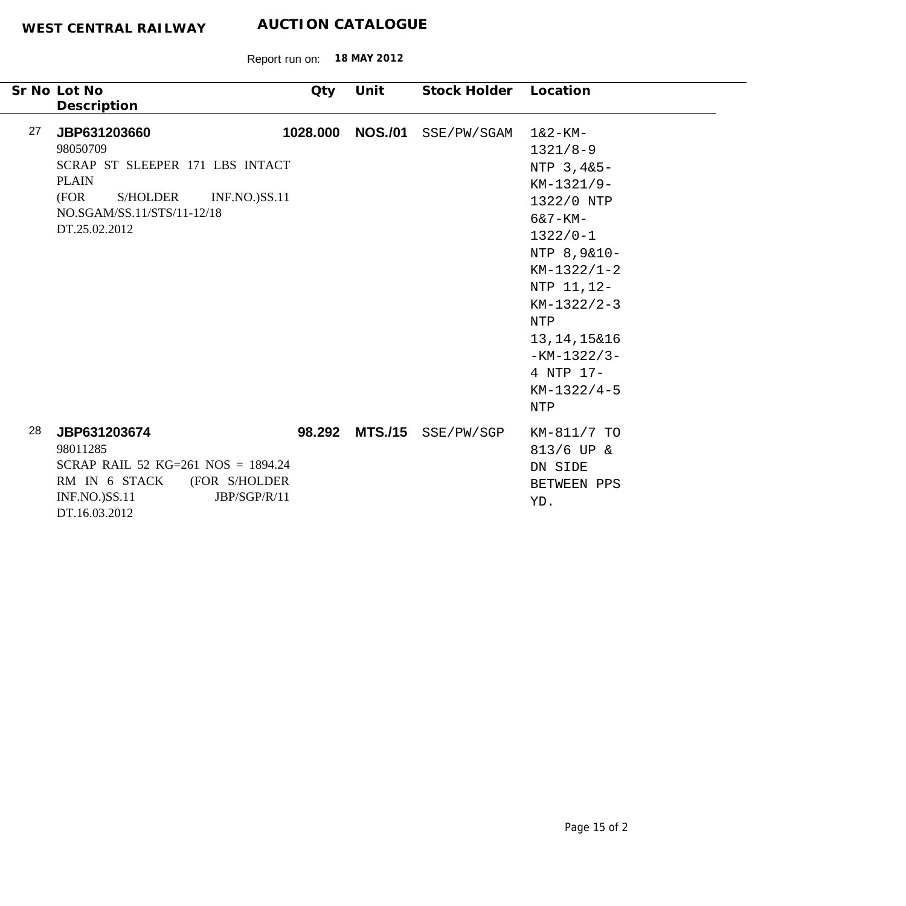**WEST CENTRAL RAILWAY** **AUCTION CATALOGUE**

Report run on: **18 MAY 2012**

| Sr No | Lot No / Description | Qty | Unit | Stock Holder | Location |
|---|---|---|---|---|---|
| 27 | **JBP631203660**<br>98050709<br>SCRAP ST SLEEPER 171 LBS INTACT PLAIN<br>(FOR S/HOLDER INF.NO.)SS.11 NO.SGAM/SS.11/STS/11-12/18 DT.25.02.2012 | **1028.000** | **NOS./01** | SSE/PW/SGAM | 1&2-KM-1321/8-9 NTP 3,4&5-KM-1321/9-1322/0 NTP 6&7-KM-1322/0-1 NTP 8,9&10-KM-1322/1-2 NTP 11,12-KM-1322/2-3 NTP 13,14,15&16 -KM-1322/3-4 NTP 17-KM-1322/4-5 NTP |
| 28 | **JBP631203674**<br>98011285<br>SCRAP RAIL 52 KG=261 NOS = 1894.24 RM IN 6 STACK (FOR S/HOLDER INF.NO.)SS.11 JBP/SGP/R/11 DT.16.03.2012 | **98.292** | **MTS./15** | SSE/PW/SGP | KM-811/7 TO 813/6 UP & DN SIDE BETWEEN PPS YD. |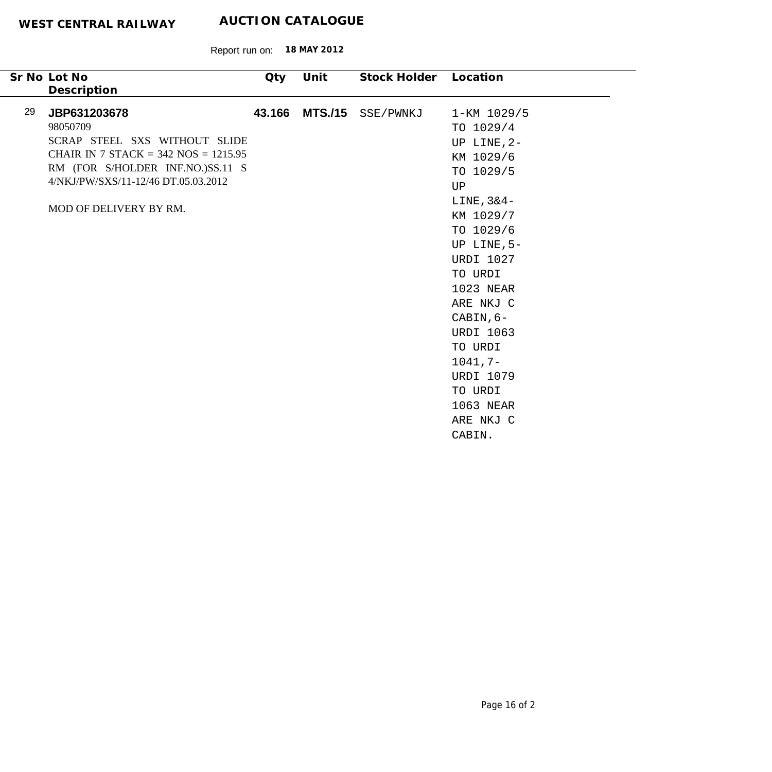**WEST CENTRAL RAILWAY** **AUCTION CATALOGUE**

Report run on: **18 MAY 2012**

| Sr No | Lot No<br>Description | Qty | Unit | Stock Holder | Location |
|---|---|---|---|---|---|
| 29 | **JBP631203678**<br>98050709<br>SCRAP STEEL SXS WITHOUT SLIDE CHAIR IN 7 STACK = 342 NOS = 1215.95 RM (FOR S/HOLDER INF.NO.)SS.11 S 4/NKJ/PW/SXS/11-12/46 DT.05.03.2012<br><br>MOD OF DELIVERY BY RM. | **43.166** | **MTS./15** | SSE/PWNKJ | 1-KM 1029/5 TO 1029/4 UP LINE,2-KM 1029/6 TO 1029/5 UP LINE,3&4-KM 1029/7 TO 1029/6 UP LINE,5-URDI 1027 TO URDI 1023 NEAR ARE NKJ C CABIN,6-URDI 1063 TO URDI 1041,7-URDI 1079 TO URDI 1063 NEAR ARE NKJ C CABIN. |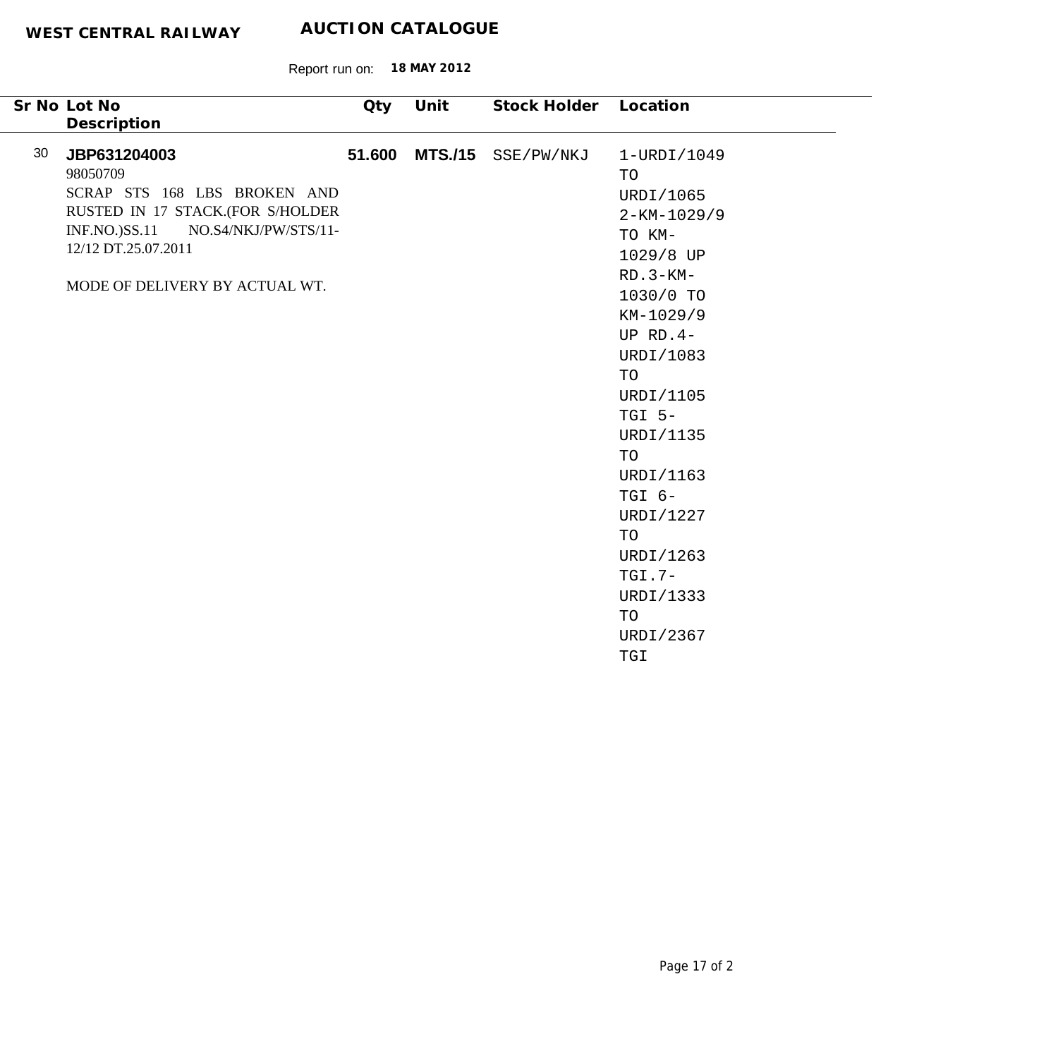**WEST CENTRAL RAILWAY** **AUCTION CATALOGUE**

Report run on: **18 MAY 2012**

| Sr No | Lot No<br>Description | Qty | Unit | Stock Holder | Location |
|---|---|---|---|---|---|
| 30 | **JBP631204003**<br>98050709<br>SCRAP STS 168 LBS BROKEN AND RUSTED IN 17 STACK.(FOR S/HOLDER INF.NO.)SS.11 NO.S4/NKJ/PW/STS/11-12/12 DT.25.07.2011<br><br>MODE OF DELIVERY BY ACTUAL WT. | **51.600** | **MTS./15** | SSE/PW/NKJ | 1-URDI/1049 TO URDI/1065 2-KM-1029/9 TO KM-1029/8 UP RD.3-KM-1030/0 TO KM-1029/9 UP RD.4-URDI/1083 TO URDI/1105 TGI 5-URDI/1135 TO URDI/1163 TGI 6-URDI/1227 TO URDI/1263 TGI.7-URDI/1333 TO URDI/2367 TGI |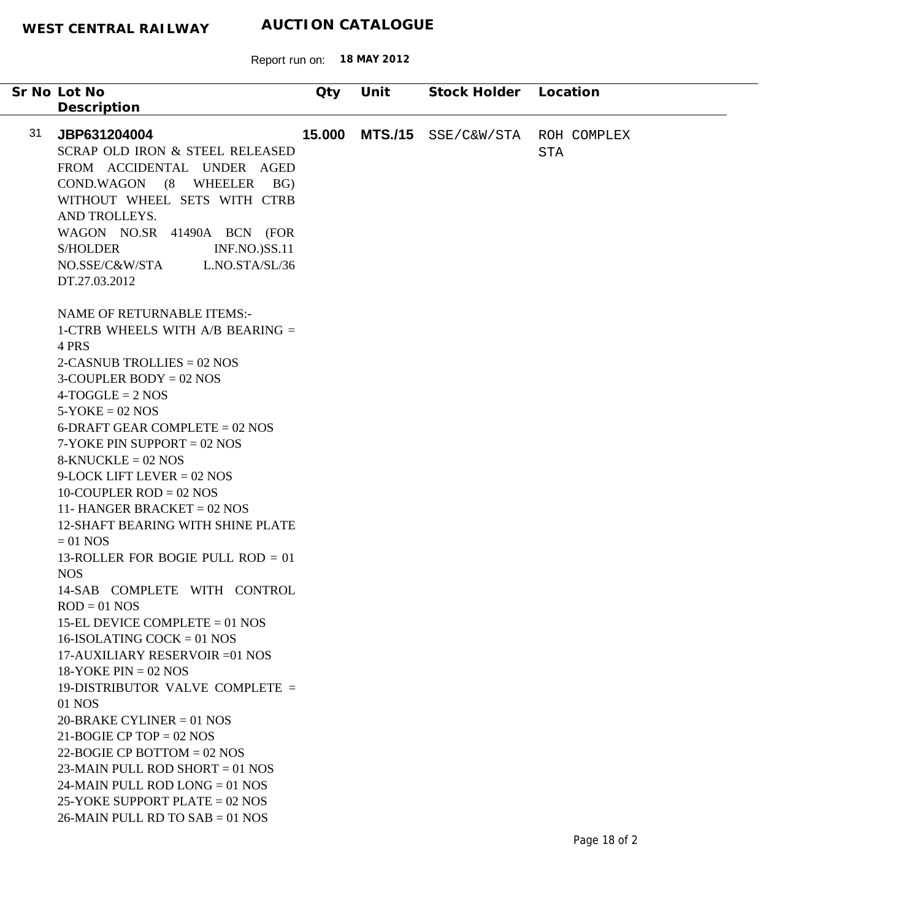**WEST CENTRAL RAILWAY** **AUCTION CATALOGUE**

Report run on: **18 MAY 2012**

| Sr No | Lot No / Description | Qty | Unit | Stock Holder | Location |
|---|---|---|---|---|---|
| 31 | **JBP631204004**<br>SCRAP OLD IRON & STEEL RELEASED FROM ACCIDENTAL UNDER AGED COND.WAGON (8 WHEELER BG) WITHOUT WHEEL SETS WITH CTRB AND TROLLEYS.<br>WAGON NO.SR 41490A BCN (FOR S/HOLDER INF.NO.)SS.11 NO.SSE/C&W/STA L.NO.STA/SL/36 DT.27.03.2012<br><br>NAME OF RETURNABLE ITEMS:-<br>1-CTRB WHEELS WITH A/B BEARING = 4 PRS<br>2-CASNUB TROLLIES = 02 NOS<br>3-COUPLER BODY = 02 NOS<br>4-TOGGLE = 2 NOS<br>5-YOKE = 02 NOS<br>6-DRAFT GEAR COMPLETE = 02 NOS<br>7-YOKE PIN SUPPORT = 02 NOS<br>8-KNUCKLE = 02 NOS<br>9-LOCK LIFT LEVER = 02 NOS<br>10-COUPLER ROD = 02 NOS<br>11- HANGER BRACKET = 02 NOS<br>12-SHAFT BEARING WITH SHINE PLATE = 01 NOS<br>13-ROLLER FOR BOGIE PULL ROD = 01 NOS<br>14-SAB COMPLETE WITH CONTROL ROD = 01 NOS<br>15-EL DEVICE COMPLETE = 01 NOS<br>16-ISOLATING COCK = 01 NOS<br>17-AUXILIARY RESERVOIR =01 NOS<br>18-YOKE PIN = 02 NOS<br>19-DISTRIBUTOR VALVE COMPLETE = 01 NOS<br>20-BRAKE CYLINER = 01 NOS<br>21-BOGIE CP TOP = 02 NOS<br>22-BOGIE CP BOTTOM = 02 NOS<br>23-MAIN PULL ROD SHORT = 01 NOS<br>24-MAIN PULL ROD LONG = 01 NOS<br>25-YOKE SUPPORT PLATE = 02 NOS<br>26-MAIN PULL RD TO SAB = 01 NOS | **15.000** | **MTS./15** | SSE/C&W/STA | ROH COMPLEX STA |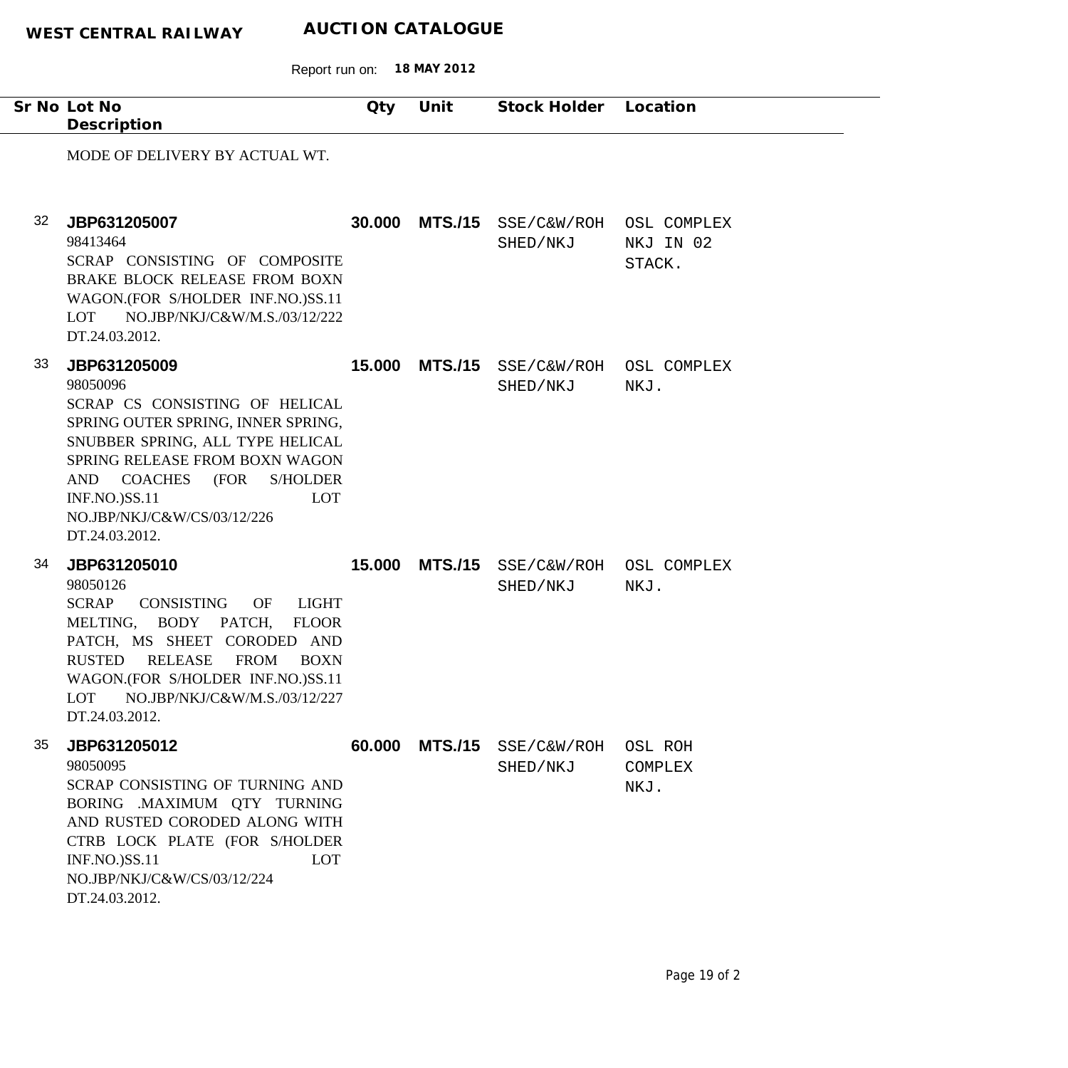| Sr No | Lot No / Description | Qty | Unit | Stock Holder | Location |
|---|---|---|---|---|---|
| | MODE OF DELIVERY BY ACTUAL WT. | | | | |
| 32 | **JBP631205007**<br>98413464<br>SCRAP CONSISTING OF COMPOSITE BRAKE BLOCK RELEASE FROM BOXN WAGON.(FOR S/HOLDER INF.NO.)SS.11 LOT NO.JBP/NKJ/C&W/M.S./03/12/222 DT.24.03.2012. | **30.000** | **MTS./15** | SSE/C&W/ROH SHED/NKJ | OSL COMPLEX NKJ IN 02 STACK. |
| 33 | **JBP631205009**<br>98050096<br>SCRAP CS CONSISTING OF HELICAL SPRING OUTER SPRING, INNER SPRING, SNUBBER SPRING, ALL TYPE HELICAL SPRING RELEASE FROM BOXN WAGON AND COACHES (FOR S/HOLDER INF.NO.)SS.11 LOT NO.JBP/NKJ/C&W/CS/03/12/226 DT.24.03.2012. | **15.000** | **MTS./15** | SSE/C&W/ROH SHED/NKJ | OSL COMPLEX NKJ. |
| 34 | **JBP631205010**<br>98050126<br>SCRAP CONSISTING OF LIGHT MELTING, BODY PATCH, FLOOR PATCH, MS SHEET CORODED AND RUSTED RELEASE FROM BOXN WAGON.(FOR S/HOLDER INF.NO.)SS.11 LOT NO.JBP/NKJ/C&W/M.S./03/12/227 DT.24.03.2012. | **15.000** | **MTS./15** | SSE/C&W/ROH SHED/NKJ | OSL COMPLEX NKJ. |
| 35 | **JBP631205012**<br>98050095<br>SCRAP CONSISTING OF TURNING AND BORING .MAXIMUM QTY TURNING AND RUSTED CORODED ALONG WITH CTRB LOCK PLATE (FOR S/HOLDER INF.NO.)SS.11 LOT NO.JBP/NKJ/C&W/CS/03/12/224 DT.24.03.2012. | **60.000** | **MTS./15** | SSE/C&W/ROH SHED/NKJ | OSL ROH COMPLEX NKJ. |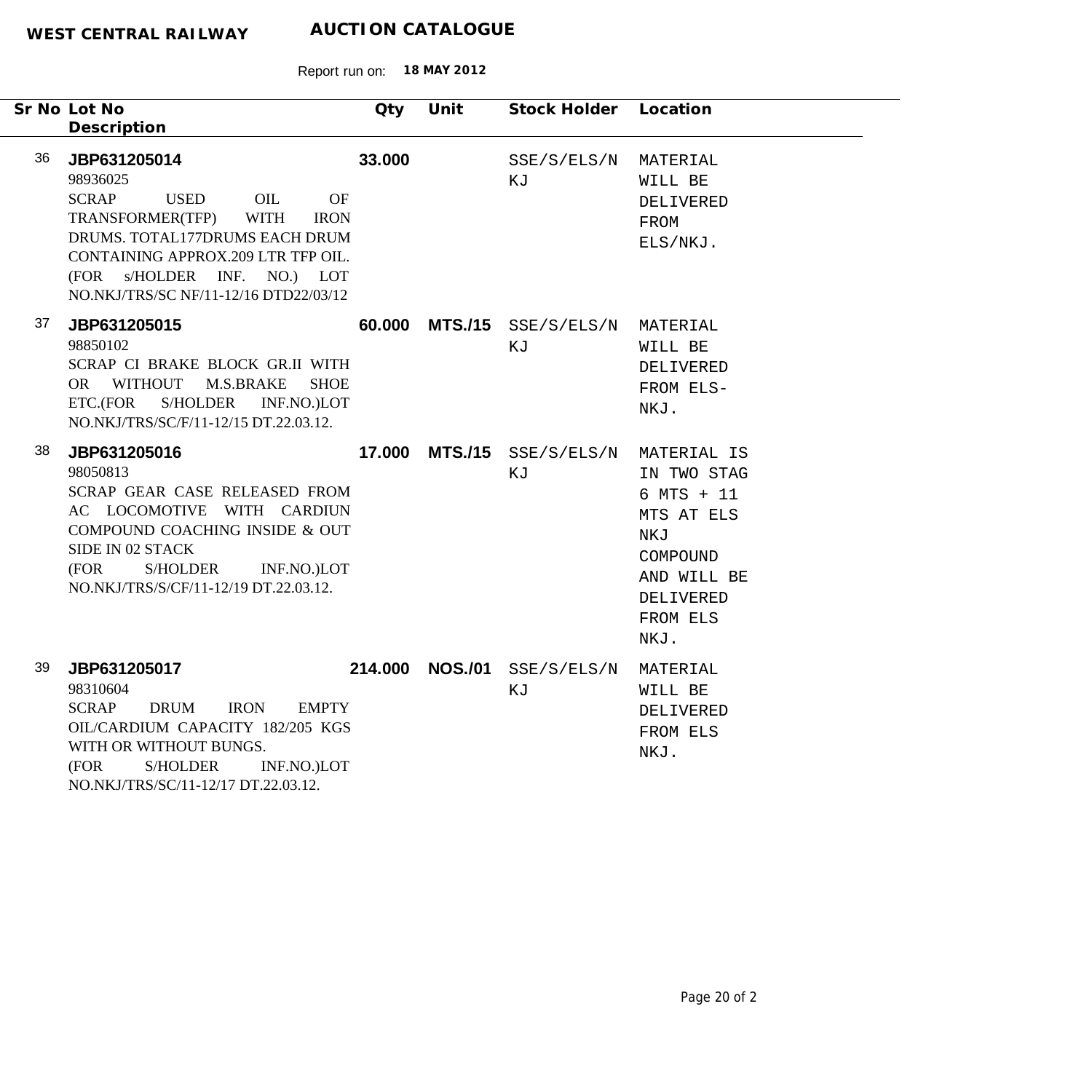**WEST CENTRAL RAILWAY** **AUCTION CATALOGUE**

Report run on: **18 MAY 2012**

| Sr No | Lot No / Description | Qty | Unit | Stock Holder | Location |
|---|---|---|---|---|---|
| 36 | **JBP631205014**<br>98936025<br>SCRAP USED OIL OF TRANSFORMER(TFP) WITH IRON DRUMS. TOTAL177DRUMS EACH DRUM CONTAINING APPROX.209 LTR TFP OIL. (FOR s/HOLDER INF. NO.) LOT NO.NKJ/TRS/SC NF/11-12/16 DTD22/03/12 | **33.000** | | SSE/S/ELS/NKJ | MATERIAL WILL BE DELIVERED FROM ELS/NKJ. |
| 37 | **JBP631205015**<br>98850102<br>SCRAP CI BRAKE BLOCK GR.II WITH OR WITHOUT M.S.BRAKE SHOE ETC.(FOR S/HOLDER INF.NO.)LOT NO.NKJ/TRS/SC/F/11-12/15 DT.22.03.12. | **60.000** | **MTS./15** | SSE/S/ELS/NKJ | MATERIAL WILL BE DELIVERED FROM ELS-NKJ. |
| 38 | **JBP631205016**<br>98050813<br>SCRAP GEAR CASE RELEASED FROM AC LOCOMOTIVE WITH CARDIUN COMPOUND COACHING INSIDE & OUT SIDE IN 02 STACK<br>(FOR S/HOLDER INF.NO.)LOT NO.NKJ/TRS/S/CF/11-12/19 DT.22.03.12. | **17.000** | **MTS./15** | SSE/S/ELS/NKJ | MATERIAL IS IN TWO STAG 6 MTS + 11 MTS AT ELS NKJ COMPOUND AND WILL BE DELIVERED FROM ELS NKJ. |
| 39 | **JBP631205017**<br>98310604<br>SCRAP DRUM IRON EMPTY OIL/CARDIUM CAPACITY 182/205 KGS WITH OR WITHOUT BUNGS.<br>(FOR S/HOLDER INF.NO.)LOT NO.NKJ/TRS/SC/11-12/17 DT.22.03.12. | **214.000** | **NOS./01** | SSE/S/ELS/NKJ | MATERIAL WILL BE DELIVERED FROM ELS NKJ. |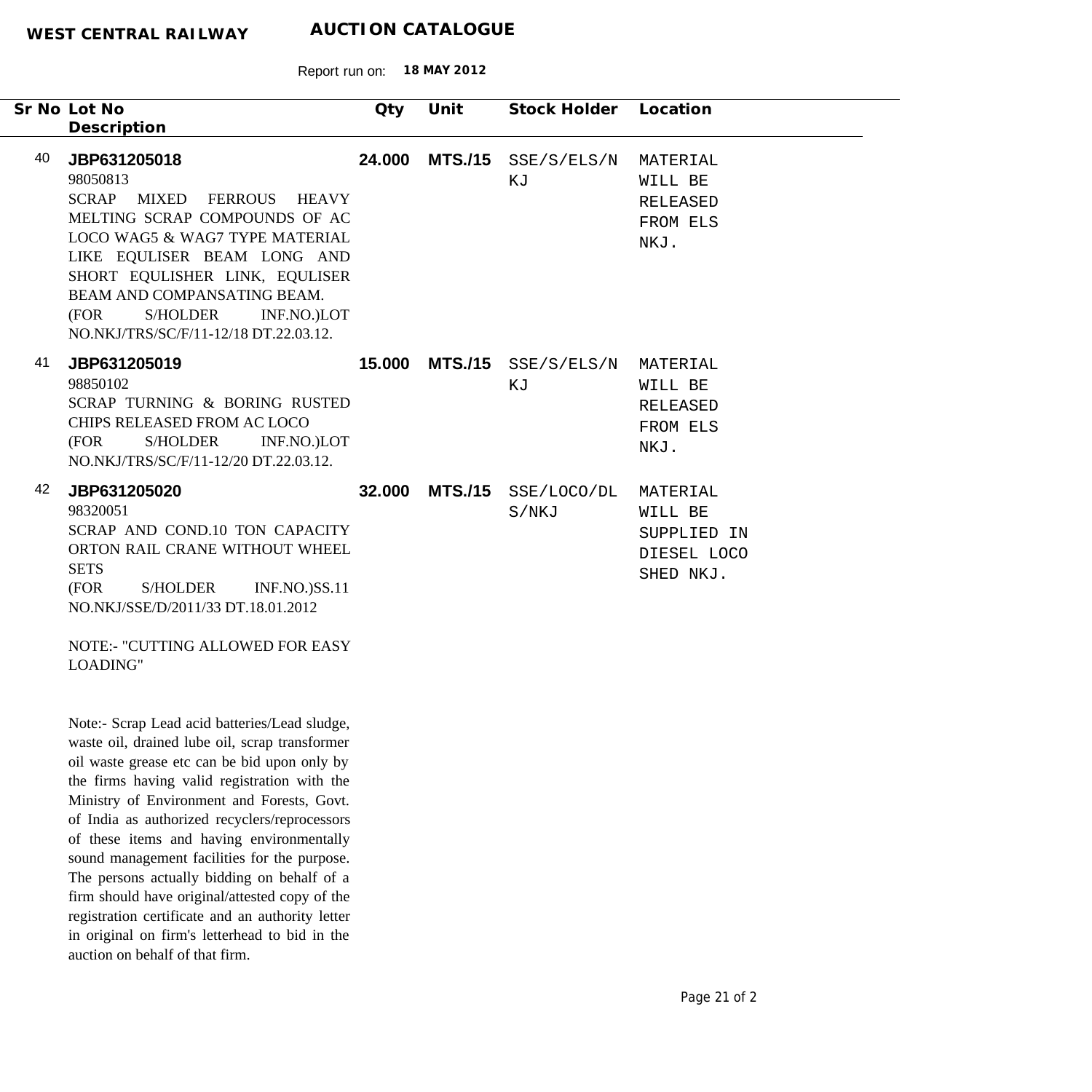**WEST CENTRAL RAILWAY** **AUCTION CATALOGUE**

Report run on: **18 MAY 2012**

| Sr No | Lot No / Description | Qty | Unit | Stock Holder | Location |
|---|---|---|---|---|---|
| 40 | **JBP631205018**<br>98050813<br>SCRAP MIXED FERROUS HEAVY MELTING SCRAP COMPOUNDS OF AC LOCO WAG5 & WAG7 TYPE MATERIAL LIKE EQULISER BEAM LONG AND SHORT EQULISHER LINK, EQULISER BEAM AND COMPANSATING BEAM.<br>(FOR S/HOLDER INF.NO.)LOT NO.NKJ/TRS/SC/F/11-12/18 DT.22.03.12. | **24.000** | **MTS./15** | SSE/S/ELS/NKJ | MATERIAL WILL BE RELEASED FROM ELS NKJ. |
| 41 | **JBP631205019**<br>98850102<br>SCRAP TURNING & BORING RUSTED CHIPS RELEASED FROM AC LOCO<br>(FOR S/HOLDER INF.NO.)LOT NO.NKJ/TRS/SC/F/11-12/20 DT.22.03.12. | **15.000** | **MTS./15** | SSE/S/ELS/NKJ | MATERIAL WILL BE RELEASED FROM ELS NKJ. |
| 42 | **JBP631205020**<br>98320051<br>SCRAP AND COND.10 TON CAPACITY ORTON RAIL CRANE WITHOUT WHEEL SETS<br>(FOR S/HOLDER INF.NO.)SS.11 NO.NKJ/SSE/D/2011/33 DT.18.01.2012<br><br>NOTE:- "CUTTING ALLOWED FOR EASY LOADING" | **32.000** | **MTS./15** | SSE/LOCO/DLS/NKJ | MATERIAL WILL BE SUPPLIED IN DIESEL LOCO SHED NKJ. |

Note:- Scrap Lead acid batteries/Lead sludge, waste oil, drained lube oil, scrap transformer oil waste grease etc can be bid upon only by the firms having valid registration with the Ministry of Environment and Forests, Govt. of India as authorized recyclers/reprocessors of these items and having environmentally sound management facilities for the purpose. The persons actually bidding on behalf of a firm should have original/attested copy of the registration certificate and an authority letter in original on firm's letterhead to bid in the auction on behalf of that firm.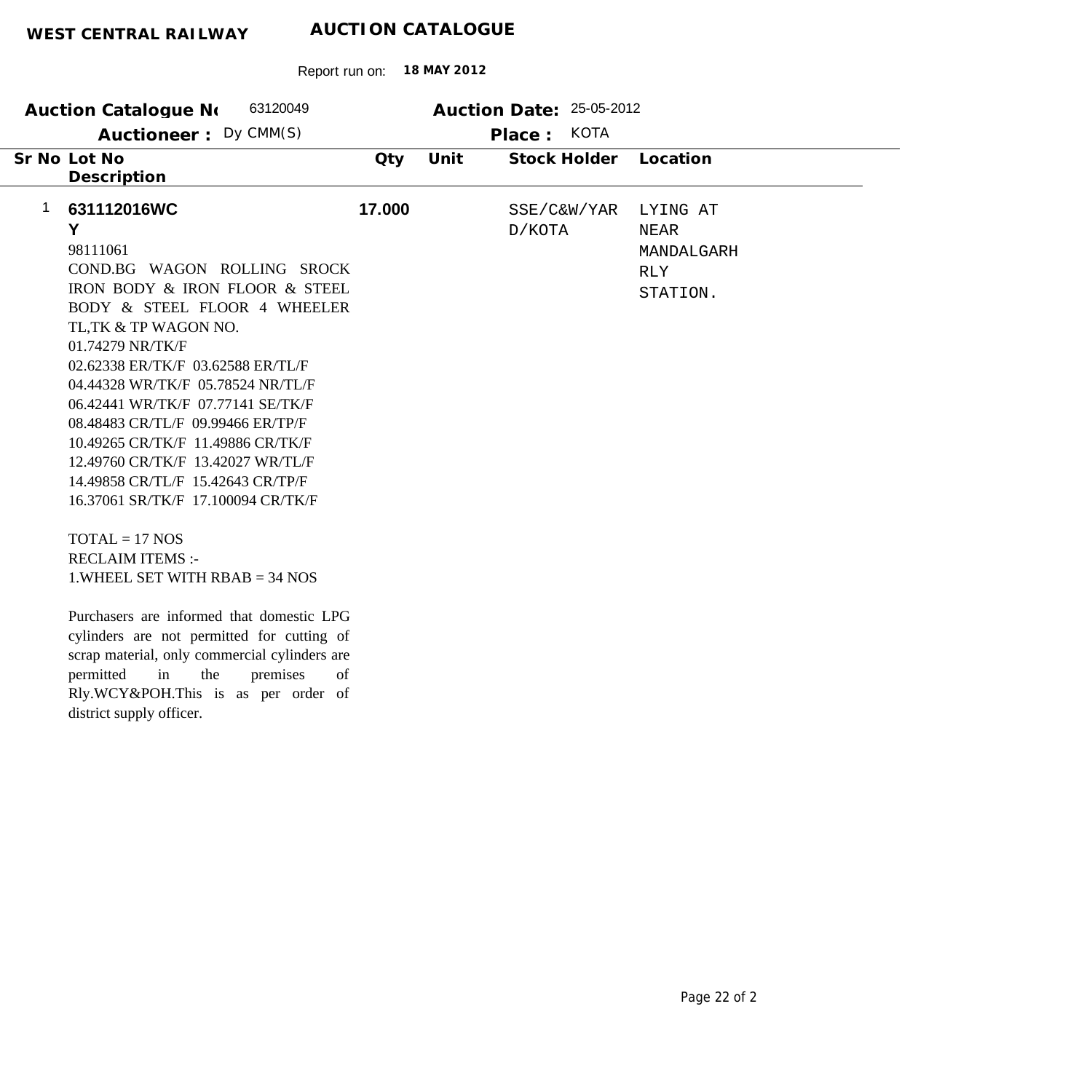**WEST CENTRAL RAILWAY** **AUCTION CATALOGUE**

Report run on: **18 MAY 2012**

**Auction Catalogue No** 63120049 **Auction Date:** 25-05-2012

**Auctioneer :** Dy CMM(S) **Place :** KOTA

| Sr No | Lot No / Description | Qty | Unit | Stock Holder | Location |
|---|---|---|---|---|---|
| 1 | **631112016WCY**<br>98111061<br>COND.BG WAGON ROLLING SROCK IRON BODY & IRON FLOOR & STEEL BODY & STEEL FLOOR 4 WHEELER TL,TK & TP WAGON NO.<br>01.74279 NR/TK/F<br>02.62338 ER/TK/F 03.62588 ER/TL/F<br>04.44328 WR/TK/F 05.78524 NR/TL/F<br>06.42441 WR/TK/F 07.77141 SE/TK/F<br>08.48483 CR/TL/F 09.99466 ER/TP/F<br>10.49265 CR/TK/F 11.49886 CR/TK/F<br>12.49760 CR/TK/F 13.42027 WR/TL/F<br>14.49858 CR/TL/F 15.42643 CR/TP/F<br>16.37061 SR/TK/F 17.100094 CR/TK/F<br><br>TOTAL = 17 NOS<br>RECLAIM ITEMS :-<br>1.WHEEL SET WITH RBAB = 34 NOS<br><br>Purchasers are informed that domestic LPG cylinders are not permitted for cutting of scrap material, only commercial cylinders are permitted in the premises of Rly.WCY&POH.This is as per order of district supply officer. | **17.000** | | SSE/C&W/YARD/KOTA | LYING AT NEAR MANDALGARH RLY STATION. |